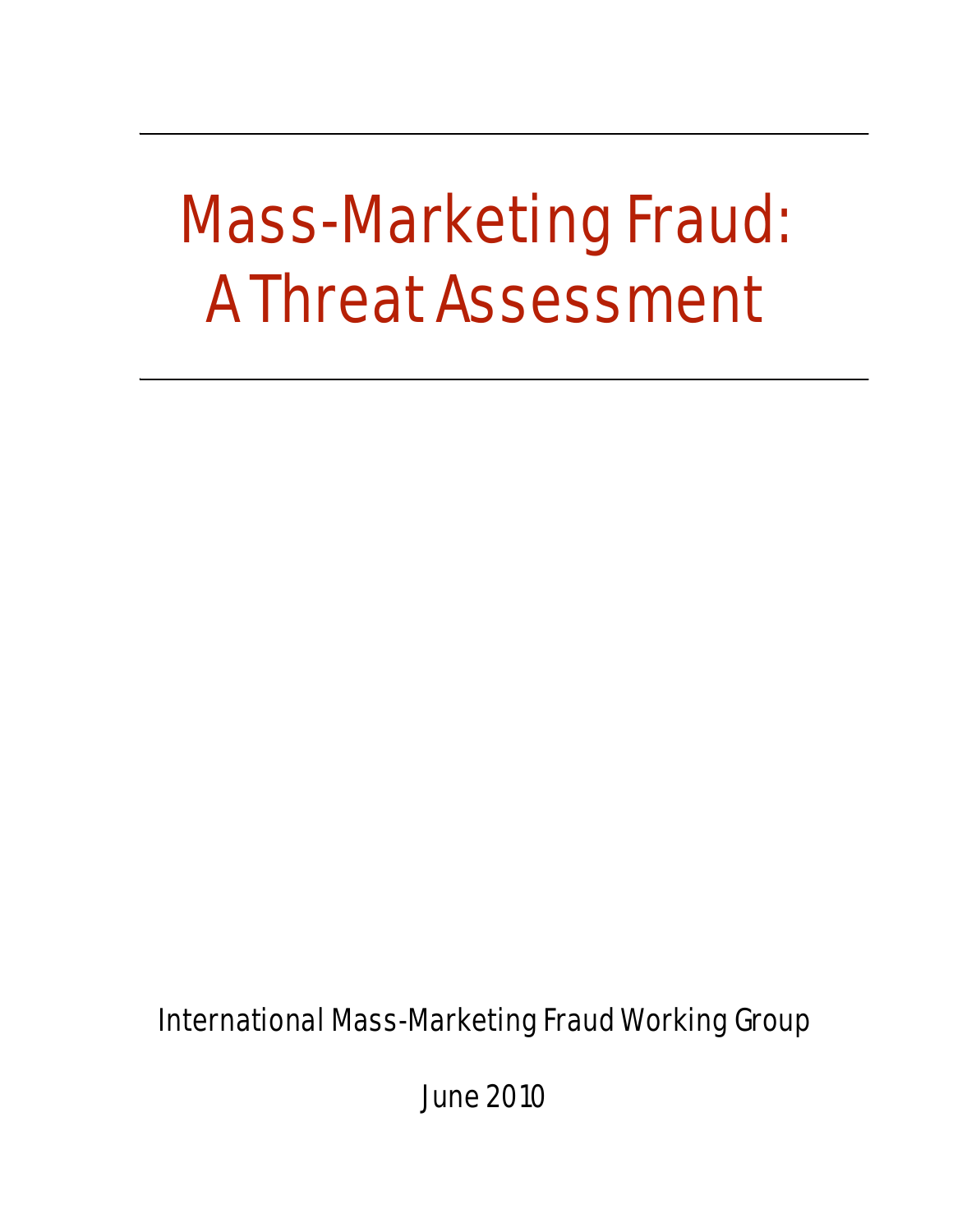# Mass-Marketing Fraud: A Threat Assessment

International Mass-Marketing Fraud Working Group

June 2010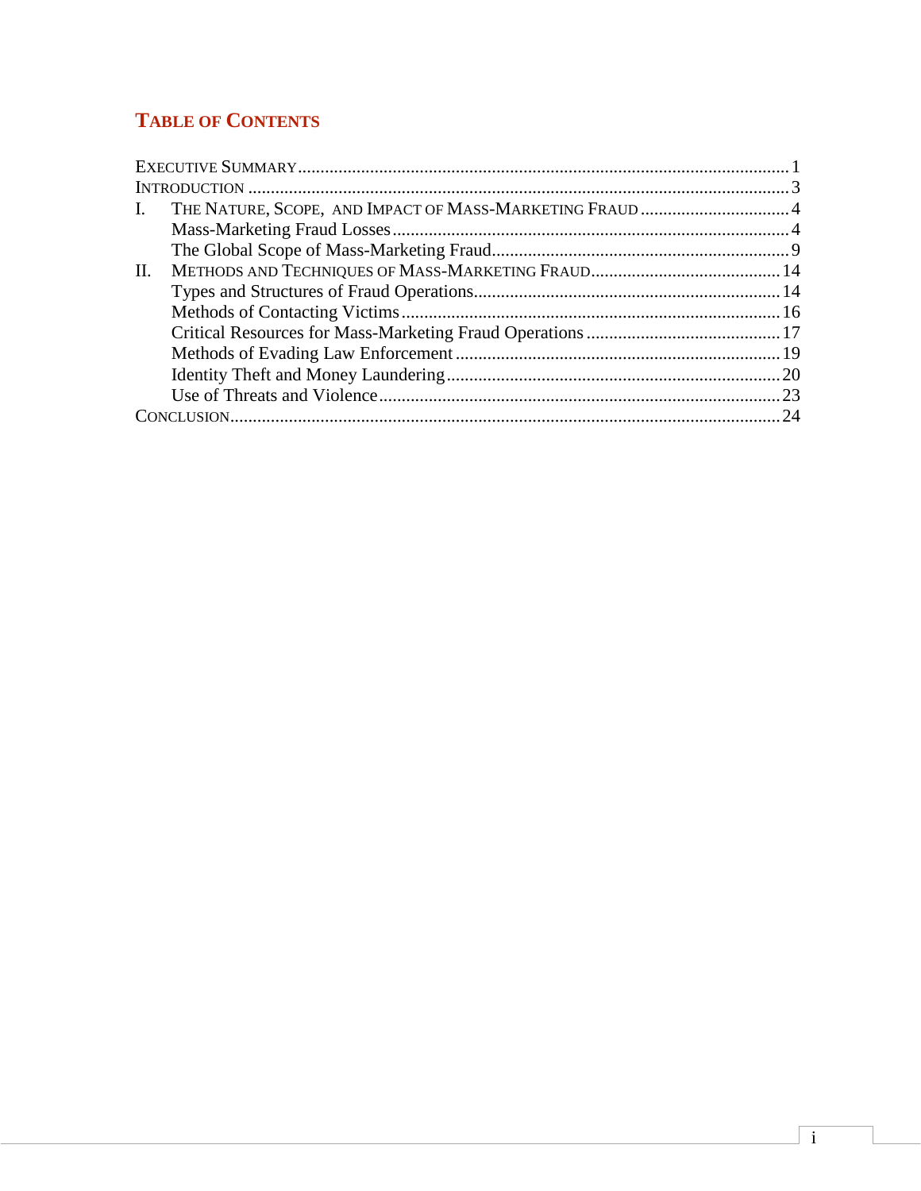## Table of Contents

- Executive Summary ........ 1
- Introduction ........ 3
- I. The Nature, Scope, and Impact of Mass-Marketing Fraud ........ 4
  - Mass-Marketing Fraud Losses ........ 4
  - The Global Scope of Mass-Marketing Fraud ........ 9
- II. Methods and Techniques of Mass-Marketing Fraud ........ 14
  - Types and Structures of Fraud Operations ........ 14
  - Methods of Contacting Victims ........ 16
  - Critical Resources for Mass-Marketing Fraud Operations ........ 17
  - Methods of Evading Law Enforcement ........ 19
  - Identity Theft and Money Laundering ........ 20
  - Use of Threats and Violence ........ 23
- Conclusion ........ 24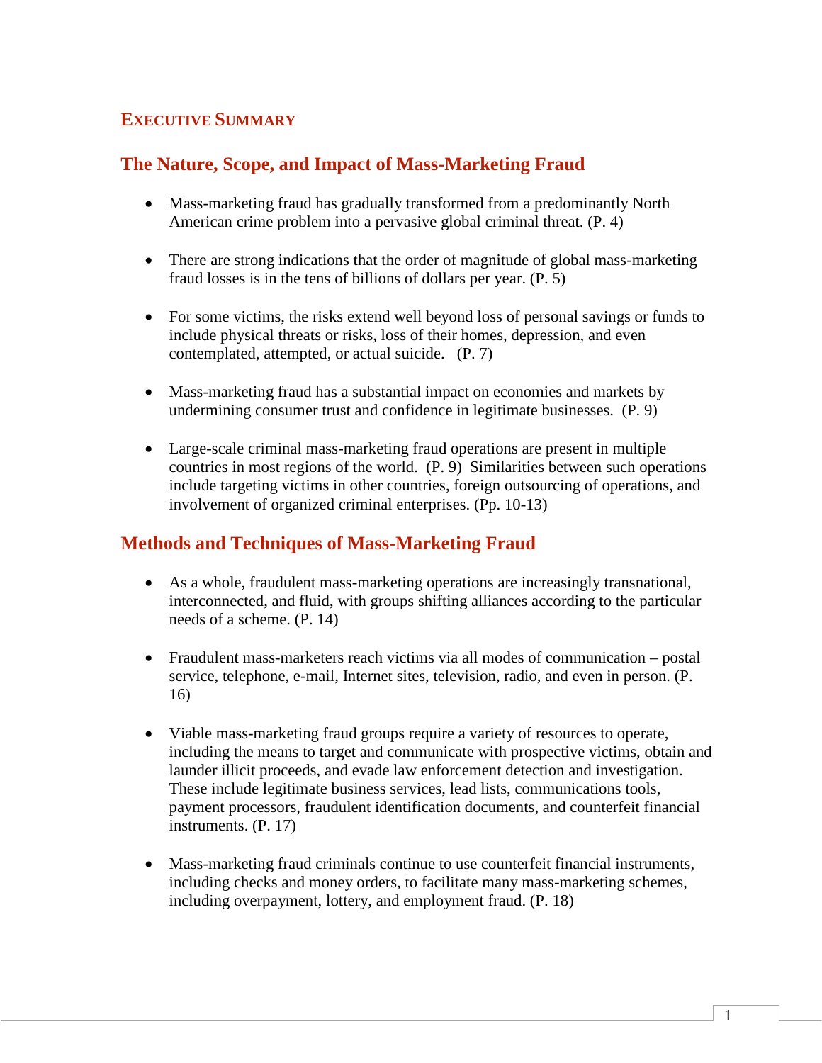# EXECUTIVE SUMMARY

## The Nature, Scope, and Impact of Mass-Marketing Fraud

- Mass-marketing fraud has gradually transformed from a predominantly North American crime problem into a pervasive global criminal threat. (P. 4)

- There are strong indications that the order of magnitude of global mass-marketing fraud losses is in the tens of billions of dollars per year. (P. 5)

- For some victims, the risks extend well beyond loss of personal savings or funds to include physical threats or risks, loss of their homes, depression, and even contemplated, attempted, or actual suicide. (P. 7)

- Mass-marketing fraud has a substantial impact on economies and markets by undermining consumer trust and confidence in legitimate businesses. (P. 9)

- Large-scale criminal mass-marketing fraud operations are present in multiple countries in most regions of the world. (P. 9) Similarities between such operations include targeting victims in other countries, foreign outsourcing of operations, and involvement of organized criminal enterprises. (Pp. 10-13)

## Methods and Techniques of Mass-Marketing Fraud

- As a whole, fraudulent mass-marketing operations are increasingly transnational, interconnected, and fluid, with groups shifting alliances according to the particular needs of a scheme. (P. 14)

- Fraudulent mass-marketers reach victims via all modes of communication – postal service, telephone, e-mail, Internet sites, television, radio, and even in person. (P. 16)

- Viable mass-marketing fraud groups require a variety of resources to operate, including the means to target and communicate with prospective victims, obtain and launder illicit proceeds, and evade law enforcement detection and investigation. These include legitimate business services, lead lists, communications tools, payment processors, fraudulent identification documents, and counterfeit financial instruments. (P. 17)

- Mass-marketing fraud criminals continue to use counterfeit financial instruments, including checks and money orders, to facilitate many mass-marketing schemes, including overpayment, lottery, and employment fraud. (P. 18)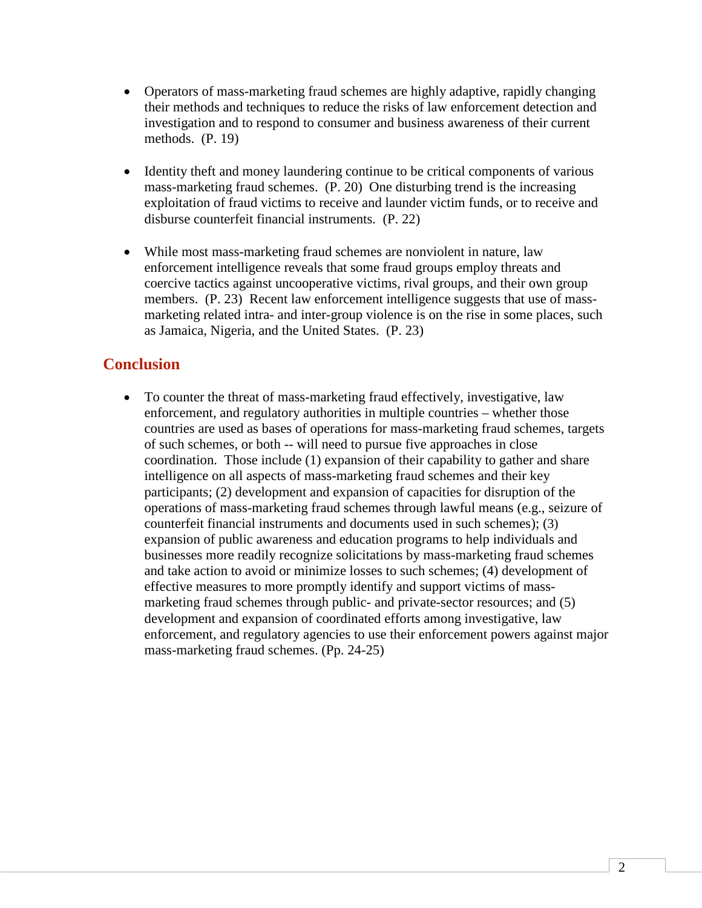- Operators of mass-marketing fraud schemes are highly adaptive, rapidly changing their methods and techniques to reduce the risks of law enforcement detection and investigation and to respond to consumer and business awareness of their current methods. (P. 19)

- Identity theft and money laundering continue to be critical components of various mass-marketing fraud schemes. (P. 20) One disturbing trend is the increasing exploitation of fraud victims to receive and launder victim funds, or to receive and disburse counterfeit financial instruments. (P. 22)

- While most mass-marketing fraud schemes are nonviolent in nature, law enforcement intelligence reveals that some fraud groups employ threats and coercive tactics against uncooperative victims, rival groups, and their own group members. (P. 23) Recent law enforcement intelligence suggests that use of mass-marketing related intra- and inter-group violence is on the rise in some places, such as Jamaica, Nigeria, and the United States. (P. 23)

## Conclusion

- To counter the threat of mass-marketing fraud effectively, investigative, law enforcement, and regulatory authorities in multiple countries – whether those countries are used as bases of operations for mass-marketing fraud schemes, targets of such schemes, or both -- will need to pursue five approaches in close coordination. Those include (1) expansion of their capability to gather and share intelligence on all aspects of mass-marketing fraud schemes and their key participants; (2) development and expansion of capacities for disruption of the operations of mass-marketing fraud schemes through lawful means (e.g., seizure of counterfeit financial instruments and documents used in such schemes); (3) expansion of public awareness and education programs to help individuals and businesses more readily recognize solicitations by mass-marketing fraud schemes and take action to avoid or minimize losses to such schemes; (4) development of effective measures to more promptly identify and support victims of mass-marketing fraud schemes through public- and private-sector resources; and (5) development and expansion of coordinated efforts among investigative, law enforcement, and regulatory agencies to use their enforcement powers against major mass-marketing fraud schemes. (Pp. 24-25)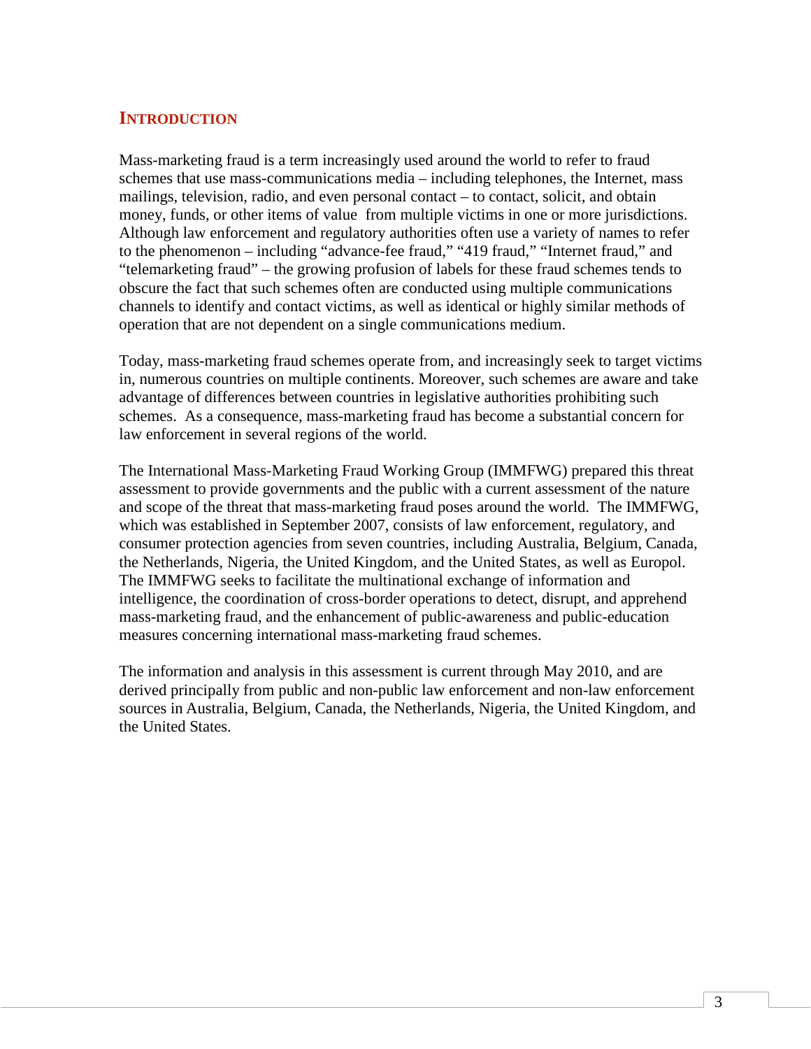## INTRODUCTION

Mass-marketing fraud is a term increasingly used around the world to refer to fraud schemes that use mass-communications media – including telephones, the Internet, mass mailings, television, radio, and even personal contact – to contact, solicit, and obtain money, funds, or other items of value from multiple victims in one or more jurisdictions. Although law enforcement and regulatory authorities often use a variety of names to refer to the phenomenon – including "advance-fee fraud," "419 fraud," "Internet fraud," and "telemarketing fraud" – the growing profusion of labels for these fraud schemes tends to obscure the fact that such schemes often are conducted using multiple communications channels to identify and contact victims, as well as identical or highly similar methods of operation that are not dependent on a single communications medium.

Today, mass-marketing fraud schemes operate from, and increasingly seek to target victims in, numerous countries on multiple continents. Moreover, such schemes are aware and take advantage of differences between countries in legislative authorities prohibiting such schemes. As a consequence, mass-marketing fraud has become a substantial concern for law enforcement in several regions of the world.

The International Mass-Marketing Fraud Working Group (IMMFWG) prepared this threat assessment to provide governments and the public with a current assessment of the nature and scope of the threat that mass-marketing fraud poses around the world. The IMMFWG, which was established in September 2007, consists of law enforcement, regulatory, and consumer protection agencies from seven countries, including Australia, Belgium, Canada, the Netherlands, Nigeria, the United Kingdom, and the United States, as well as Europol. The IMMFWG seeks to facilitate the multinational exchange of information and intelligence, the coordination of cross-border operations to detect, disrupt, and apprehend mass-marketing fraud, and the enhancement of public-awareness and public-education measures concerning international mass-marketing fraud schemes.

The information and analysis in this assessment is current through May 2010, and are derived principally from public and non-public law enforcement and non-law enforcement sources in Australia, Belgium, Canada, the Netherlands, Nigeria, the United Kingdom, and the United States.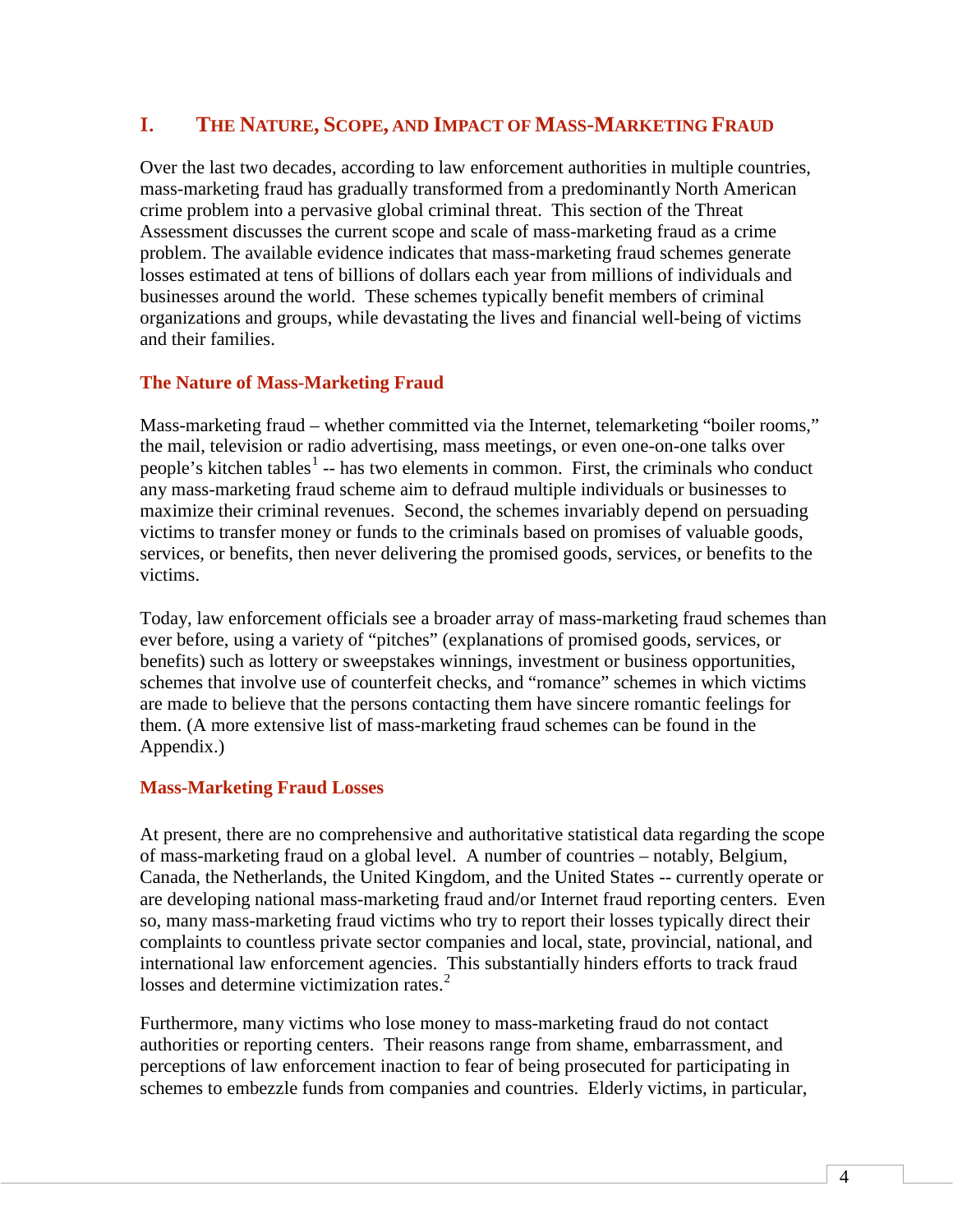# I. The Nature, Scope, and Impact of Mass-Marketing Fraud

Over the last two decades, according to law enforcement authorities in multiple countries, mass-marketing fraud has gradually transformed from a predominantly North American crime problem into a pervasive global criminal threat. This section of the Threat Assessment discusses the current scope and scale of mass-marketing fraud as a crime problem. The available evidence indicates that mass-marketing fraud schemes generate losses estimated at tens of billions of dollars each year from millions of individuals and businesses around the world. These schemes typically benefit members of criminal organizations and groups, while devastating the lives and financial well-being of victims and their families.

## The Nature of Mass-Marketing Fraud

Mass-marketing fraud – whether committed via the Internet, telemarketing "boiler rooms," the mail, television or radio advertising, mass meetings, or even one-on-one talks over people's kitchen tables[1] -- has two elements in common. First, the criminals who conduct any mass-marketing fraud scheme aim to defraud multiple individuals or businesses to maximize their criminal revenues. Second, the schemes invariably depend on persuading victims to transfer money or funds to the criminals based on promises of valuable goods, services, or benefits, then never delivering the promised goods, services, or benefits to the victims.

Today, law enforcement officials see a broader array of mass-marketing fraud schemes than ever before, using a variety of "pitches" (explanations of promised goods, services, or benefits) such as lottery or sweepstakes winnings, investment or business opportunities, schemes that involve use of counterfeit checks, and "romance" schemes in which victims are made to believe that the persons contacting them have sincere romantic feelings for them. (A more extensive list of mass-marketing fraud schemes can be found in the Appendix.)

## Mass-Marketing Fraud Losses

At present, there are no comprehensive and authoritative statistical data regarding the scope of mass-marketing fraud on a global level. A number of countries – notably, Belgium, Canada, the Netherlands, the United Kingdom, and the United States -- currently operate or are developing national mass-marketing fraud and/or Internet fraud reporting centers. Even so, many mass-marketing fraud victims who try to report their losses typically direct their complaints to countless private sector companies and local, state, provincial, national, and international law enforcement agencies. This substantially hinders efforts to track fraud losses and determine victimization rates.[2]

Furthermore, many victims who lose money to mass-marketing fraud do not contact authorities or reporting centers. Their reasons range from shame, embarrassment, and perceptions of law enforcement inaction to fear of being prosecuted for participating in schemes to embezzle funds from companies and countries. Elderly victims, in particular,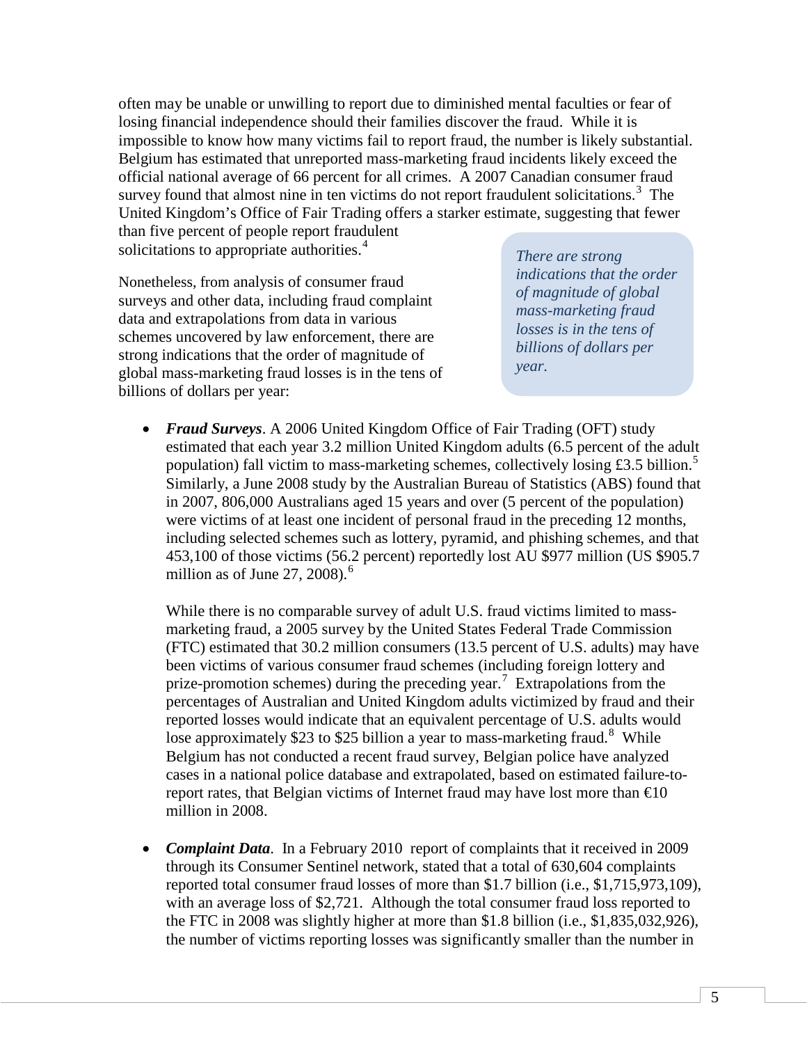often may be unable or unwilling to report due to diminished mental faculties or fear of losing financial independence should their families discover the fraud. While it is impossible to know how many victims fail to report fraud, the number is likely substantial. Belgium has estimated that unreported mass-marketing fraud incidents likely exceed the official national average of 66 percent for all crimes. A 2007 Canadian consumer fraud survey found that almost nine in ten victims do not report fraudulent solicitations.[3] The United Kingdom's Office of Fair Trading offers a starker estimate, suggesting that fewer than five percent of people report fraudulent solicitations to appropriate authorities.[4]

Nonetheless, from analysis of consumer fraud surveys and other data, including fraud complaint data and extrapolations from data in various schemes uncovered by law enforcement, there are strong indications that the order of magnitude of global mass-marketing fraud losses is in the tens of billions of dollars per year:

> *There are strong indications that the order of magnitude of global mass-marketing fraud losses is in the tens of billions of dollars per year.*

- ***Fraud Surveys***. A 2006 United Kingdom Office of Fair Trading (OFT) study estimated that each year 3.2 million United Kingdom adults (6.5 percent of the adult population) fall victim to mass-marketing schemes, collectively losing £3.5 billion.[5] Similarly, a June 2008 study by the Australian Bureau of Statistics (ABS) found that in 2007, 806,000 Australians aged 15 years and over (5 percent of the population) were victims of at least one incident of personal fraud in the preceding 12 months, including selected schemes such as lottery, pyramid, and phishing schemes, and that 453,100 of those victims (56.2 percent) reportedly lost AU $977 million (US $905.7 million as of June 27, 2008).[6]

  While there is no comparable survey of adult U.S. fraud victims limited to mass-marketing fraud, a 2005 survey by the United States Federal Trade Commission (FTC) estimated that 30.2 million consumers (13.5 percent of U.S. adults) may have been victims of various consumer fraud schemes (including foreign lottery and prize-promotion schemes) during the preceding year.[7] Extrapolations from the percentages of Australian and United Kingdom adults victimized by fraud and their reported losses would indicate that an equivalent percentage of U.S. adults would lose approximately $23 to $25 billion a year to mass-marketing fraud.[8] While Belgium has not conducted a recent fraud survey, Belgian police have analyzed cases in a national police database and extrapolated, based on estimated failure-to-report rates, that Belgian victims of Internet fraud may have lost more than €10 million in 2008.

- ***Complaint Data***. In a February 2010 report of complaints that it received in 2009 through its Consumer Sentinel network, stated that a total of 630,604 complaints reported total consumer fraud losses of more than $1.7 billion (i.e., $1,715,973,109), with an average loss of $2,721. Although the total consumer fraud loss reported to the FTC in 2008 was slightly higher at more than $1.8 billion (i.e., $1,835,032,926), the number of victims reporting losses was significantly smaller than the number in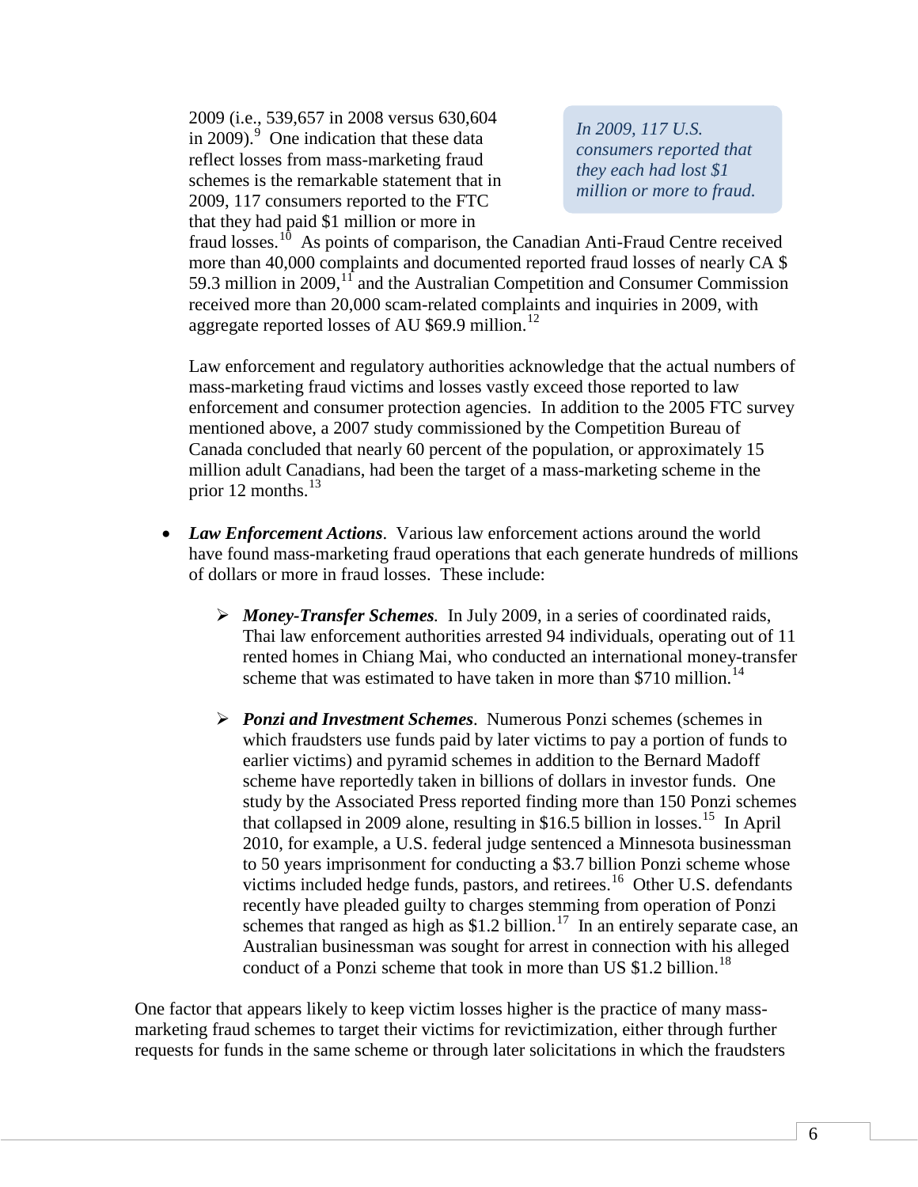2009 (i.e., 539,657 in 2008 versus 630,604 in 2009).[9] One indication that these data reflect losses from mass-marketing fraud schemes is the remarkable statement that in 2009, 117 consumers reported to the FTC that they had paid $1 million or more in fraud losses.[10] As points of comparison, the Canadian Anti-Fraud Centre received more than 40,000 complaints and documented reported fraud losses of nearly CA $ 59.3 million in 2009,[11] and the Australian Competition and Consumer Commission received more than 20,000 scam-related complaints and inquiries in 2009, with aggregate reported losses of AU $69.9 million.[12]

> *In 2009, 117 U.S. consumers reported that they each had lost $1 million or more to fraud.*

Law enforcement and regulatory authorities acknowledge that the actual numbers of mass-marketing fraud victims and losses vastly exceed those reported to law enforcement and consumer protection agencies. In addition to the 2005 FTC survey mentioned above, a 2007 study commissioned by the Competition Bureau of Canada concluded that nearly 60 percent of the population, or approximately 15 million adult Canadians, had been the target of a mass-marketing scheme in the prior 12 months.[13]

- ***Law Enforcement Actions***. Various law enforcement actions around the world have found mass-marketing fraud operations that each generate hundreds of millions of dollars or more in fraud losses. These include:
  - ***Money-Transfer Schemes.*** In July 2009, in a series of coordinated raids, Thai law enforcement authorities arrested 94 individuals, operating out of 11 rented homes in Chiang Mai, who conducted an international money-transfer scheme that was estimated to have taken in more than $710 million.[14]
  - ***Ponzi and Investment Schemes***. Numerous Ponzi schemes (schemes in which fraudsters use funds paid by later victims to pay a portion of funds to earlier victims) and pyramid schemes in addition to the Bernard Madoff scheme have reportedly taken in billions of dollars in investor funds. One study by the Associated Press reported finding more than 150 Ponzi schemes that collapsed in 2009 alone, resulting in $16.5 billion in losses.[15] In April 2010, for example, a U.S. federal judge sentenced a Minnesota businessman to 50 years imprisonment for conducting a $3.7 billion Ponzi scheme whose victims included hedge funds, pastors, and retirees.[16] Other U.S. defendants recently have pleaded guilty to charges stemming from operation of Ponzi schemes that ranged as high as $1.2 billion.[17] In an entirely separate case, an Australian businessman was sought for arrest in connection with his alleged conduct of a Ponzi scheme that took in more than US $1.2 billion.[18]

One factor that appears likely to keep victim losses higher is the practice of many mass-marketing fraud schemes to target their victims for revictimization, either through further requests for funds in the same scheme or through later solicitations in which the fraudsters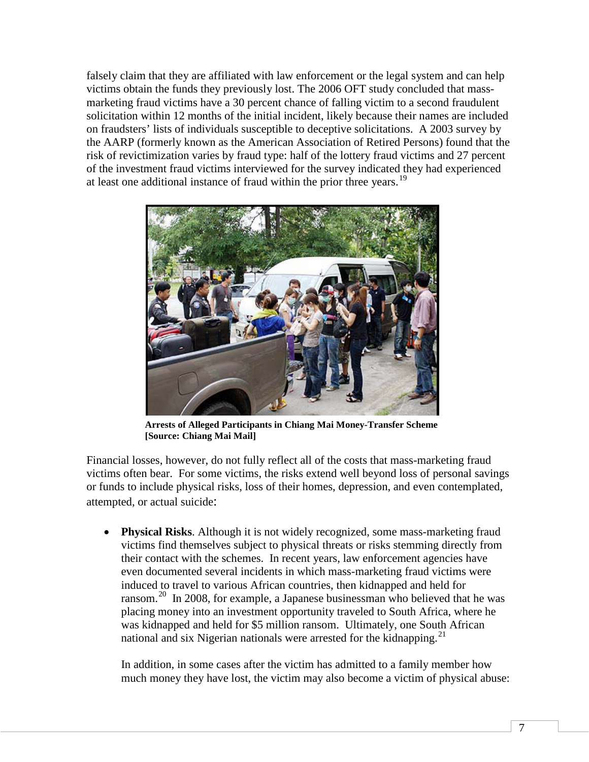falsely claim that they are affiliated with law enforcement or the legal system and can help victims obtain the funds they previously lost. The 2006 OFT study concluded that mass-marketing fraud victims have a 30 percent chance of falling victim to a second fraudulent solicitation within 12 months of the initial incident, likely because their names are included on fraudsters' lists of individuals susceptible to deceptive solicitations. A 2003 survey by the AARP (formerly known as the American Association of Retired Persons) found that the risk of revictimization varies by fraud type: half of the lottery fraud victims and 27 percent of the investment fraud victims interviewed for the survey indicated they had experienced at least one additional instance of fraud within the prior three years.[19]

**Arrests of Alleged Participants in Chiang Mai Money-Transfer Scheme [Source: Chiang Mai Mail]**

Financial losses, however, do not fully reflect all of the costs that mass-marketing fraud victims often bear. For some victims, the risks extend well beyond loss of personal savings or funds to include physical risks, loss of their homes, depression, and even contemplated, attempted, or actual suicide:

- **Physical Risks**. Although it is not widely recognized, some mass-marketing fraud victims find themselves subject to physical threats or risks stemming directly from their contact with the schemes. In recent years, law enforcement agencies have even documented several incidents in which mass-marketing fraud victims were induced to travel to various African countries, then kidnapped and held for ransom.[20] In 2008, for example, a Japanese businessman who believed that he was placing money into an investment opportunity traveled to South Africa, where he was kidnapped and held for $5 million ransom. Ultimately, one South African national and six Nigerian nationals were arrested for the kidnapping.[21]

  In addition, in some cases after the victim has admitted to a family member how much money they have lost, the victim may also become a victim of physical abuse: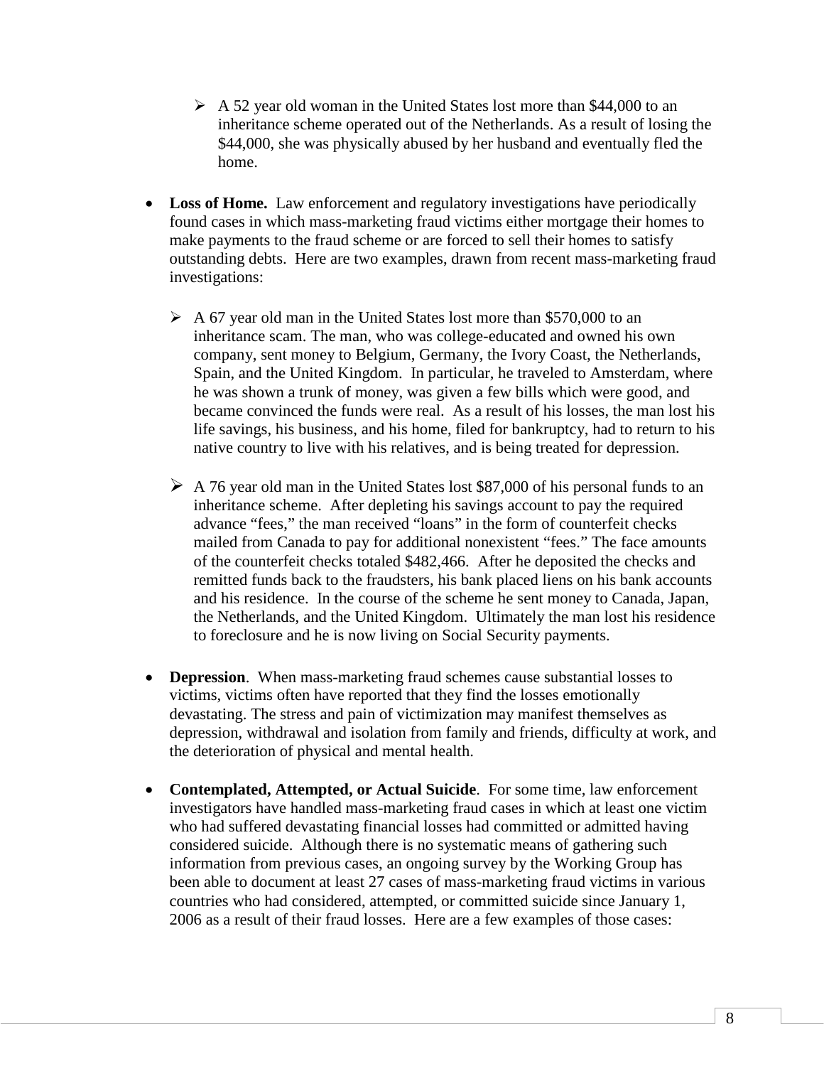- A 52 year old woman in the United States lost more than $44,000 to an inheritance scheme operated out of the Netherlands. As a result of losing the $44,000, she was physically abused by her husband and eventually fled the home.

- **Loss of Home.** Law enforcement and regulatory investigations have periodically found cases in which mass-marketing fraud victims either mortgage their homes to make payments to the fraud scheme or are forced to sell their homes to satisfy outstanding debts. Here are two examples, drawn from recent mass-marketing fraud investigations:

   - A 67 year old man in the United States lost more than $570,000 to an inheritance scam. The man, who was college-educated and owned his own company, sent money to Belgium, Germany, the Ivory Coast, the Netherlands, Spain, and the United Kingdom. In particular, he traveled to Amsterdam, where he was shown a trunk of money, was given a few bills which were good, and became convinced the funds were real. As a result of his losses, the man lost his life savings, his business, and his home, filed for bankruptcy, had to return to his native country to live with his relatives, and is being treated for depression.

   - A 76 year old man in the United States lost $87,000 of his personal funds to an inheritance scheme. After depleting his savings account to pay the required advance "fees," the man received "loans" in the form of counterfeit checks mailed from Canada to pay for additional nonexistent "fees." The face amounts of the counterfeit checks totaled $482,466. After he deposited the checks and remitted funds back to the fraudsters, his bank placed liens on his bank accounts and his residence. In the course of the scheme he sent money to Canada, Japan, the Netherlands, and the United Kingdom. Ultimately the man lost his residence to foreclosure and he is now living on Social Security payments.

- **Depression**. When mass-marketing fraud schemes cause substantial losses to victims, victims often have reported that they find the losses emotionally devastating. The stress and pain of victimization may manifest themselves as depression, withdrawal and isolation from family and friends, difficulty at work, and the deterioration of physical and mental health.

- **Contemplated, Attempted, or Actual Suicide**. For some time, law enforcement investigators have handled mass-marketing fraud cases in which at least one victim who had suffered devastating financial losses had committed or admitted having considered suicide. Although there is no systematic means of gathering such information from previous cases, an ongoing survey by the Working Group has been able to document at least 27 cases of mass-marketing fraud victims in various countries who had considered, attempted, or committed suicide since January 1, 2006 as a result of their fraud losses. Here are a few examples of those cases: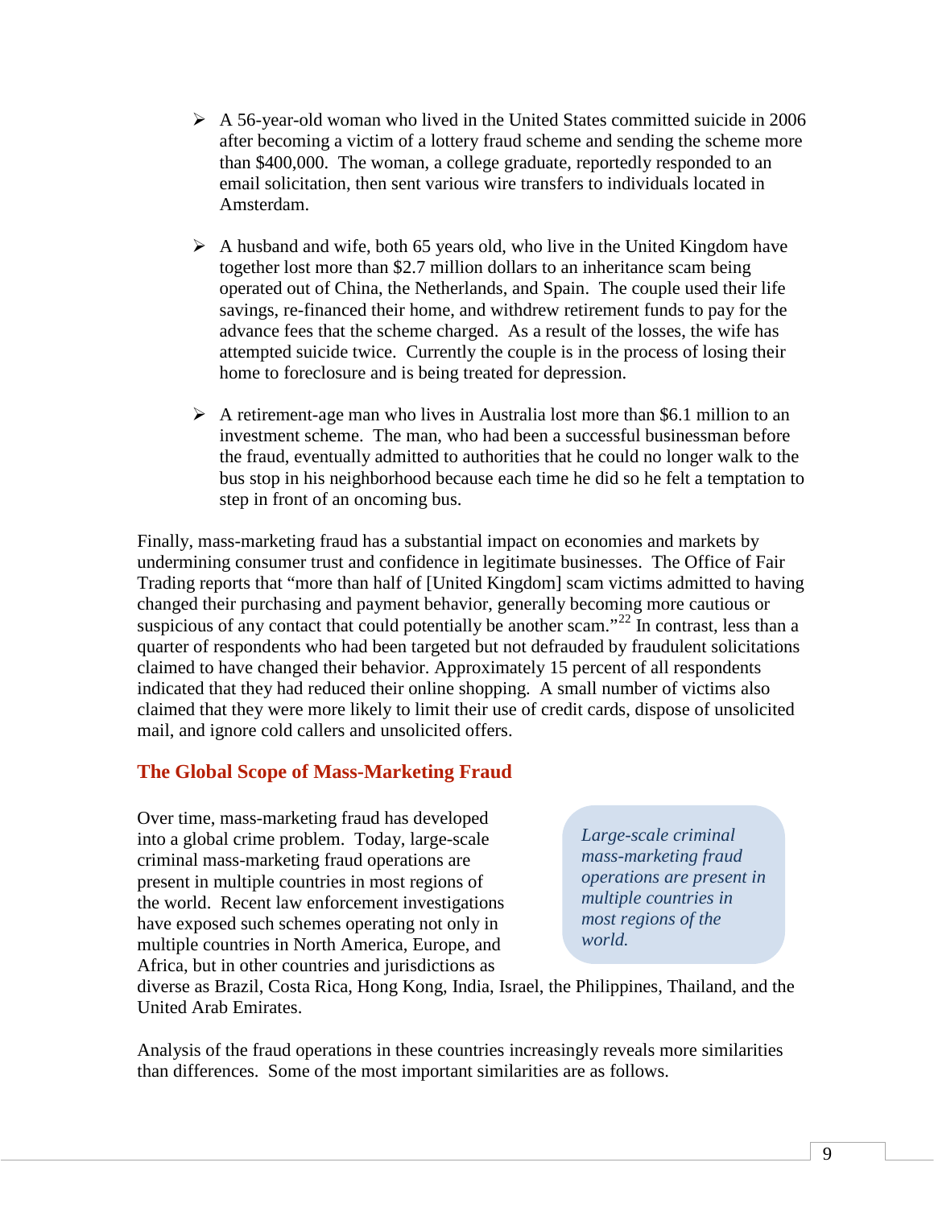- A 56-year-old woman who lived in the United States committed suicide in 2006 after becoming a victim of a lottery fraud scheme and sending the scheme more than $400,000. The woman, a college graduate, reportedly responded to an email solicitation, then sent various wire transfers to individuals located in Amsterdam.

- A husband and wife, both 65 years old, who live in the United Kingdom have together lost more than $2.7 million dollars to an inheritance scam being operated out of China, the Netherlands, and Spain. The couple used their life savings, re-financed their home, and withdrew retirement funds to pay for the advance fees that the scheme charged. As a result of the losses, the wife has attempted suicide twice. Currently the couple is in the process of losing their home to foreclosure and is being treated for depression.

- A retirement-age man who lives in Australia lost more than $6.1 million to an investment scheme. The man, who had been a successful businessman before the fraud, eventually admitted to authorities that he could no longer walk to the bus stop in his neighborhood because each time he did so he felt a temptation to step in front of an oncoming bus.

Finally, mass-marketing fraud has a substantial impact on economies and markets by undermining consumer trust and confidence in legitimate businesses. The Office of Fair Trading reports that "more than half of [United Kingdom] scam victims admitted to having changed their purchasing and payment behavior, generally becoming more cautious or suspicious of any contact that could potentially be another scam."[22] In contrast, less than a quarter of respondents who had been targeted but not defrauded by fraudulent solicitations claimed to have changed their behavior. Approximately 15 percent of all respondents indicated that they had reduced their online shopping. A small number of victims also claimed that they were more likely to limit their use of credit cards, dispose of unsolicited mail, and ignore cold callers and unsolicited offers.

## The Global Scope of Mass-Marketing Fraud

Over time, mass-marketing fraud has developed into a global crime problem. Today, large-scale criminal mass-marketing fraud operations are present in multiple countries in most regions of the world. Recent law enforcement investigations have exposed such schemes operating not only in multiple countries in North America, Europe, and Africa, but in other countries and jurisdictions as diverse as Brazil, Costa Rica, Hong Kong, India, Israel, the Philippines, Thailand, and the United Arab Emirates.

*Large-scale criminal mass-marketing fraud operations are present in multiple countries in most regions of the world.*

Analysis of the fraud operations in these countries increasingly reveals more similarities than differences. Some of the most important similarities are as follows.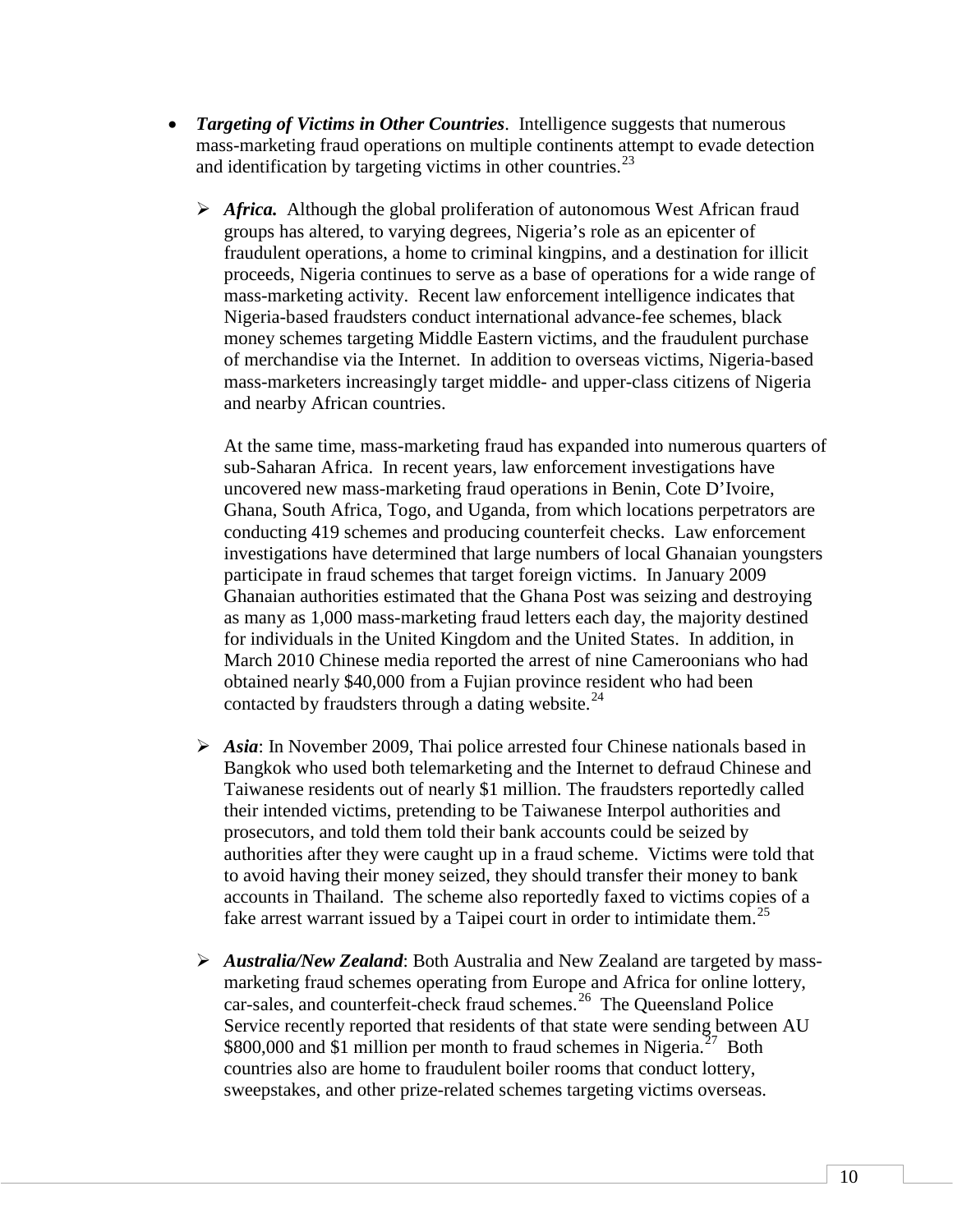- ***Targeting of Victims in Other Countries***. Intelligence suggests that numerous mass-marketing fraud operations on multiple continents attempt to evade detection and identification by targeting victims in other countries.[23]

  - ***Africa.*** Although the global proliferation of autonomous West African fraud groups has altered, to varying degrees, Nigeria's role as an epicenter of fraudulent operations, a home to criminal kingpins, and a destination for illicit proceeds, Nigeria continues to serve as a base of operations for a wide range of mass-marketing activity. Recent law enforcement intelligence indicates that Nigeria-based fraudsters conduct international advance-fee schemes, black money schemes targeting Middle Eastern victims, and the fraudulent purchase of merchandise via the Internet. In addition to overseas victims, Nigeria-based mass-marketers increasingly target middle- and upper-class citizens of Nigeria and nearby African countries.

    At the same time, mass-marketing fraud has expanded into numerous quarters of sub-Saharan Africa. In recent years, law enforcement investigations have uncovered new mass-marketing fraud operations in Benin, Cote D'Ivoire, Ghana, South Africa, Togo, and Uganda, from which locations perpetrators are conducting 419 schemes and producing counterfeit checks. Law enforcement investigations have determined that large numbers of local Ghanaian youngsters participate in fraud schemes that target foreign victims. In January 2009 Ghanaian authorities estimated that the Ghana Post was seizing and destroying as many as 1,000 mass-marketing fraud letters each day, the majority destined for individuals in the United Kingdom and the United States. In addition, in March 2010 Chinese media reported the arrest of nine Cameroonians who had obtained nearly $40,000 from a Fujian province resident who had been contacted by fraudsters through a dating website.[24]

  - ***Asia***: In November 2009, Thai police arrested four Chinese nationals based in Bangkok who used both telemarketing and the Internet to defraud Chinese and Taiwanese residents out of nearly $1 million. The fraudsters reportedly called their intended victims, pretending to be Taiwanese Interpol authorities and prosecutors, and told them told their bank accounts could be seized by authorities after they were caught up in a fraud scheme. Victims were told that to avoid having their money seized, they should transfer their money to bank accounts in Thailand. The scheme also reportedly faxed to victims copies of a fake arrest warrant issued by a Taipei court in order to intimidate them.[25]

  - ***Australia/New Zealand***: Both Australia and New Zealand are targeted by mass-marketing fraud schemes operating from Europe and Africa for online lottery, car-sales, and counterfeit-check fraud schemes.[26] The Queensland Police Service recently reported that residents of that state were sending between AU $800,000 and $1 million per month to fraud schemes in Nigeria.[27] Both countries also are home to fraudulent boiler rooms that conduct lottery, sweepstakes, and other prize-related schemes targeting victims overseas.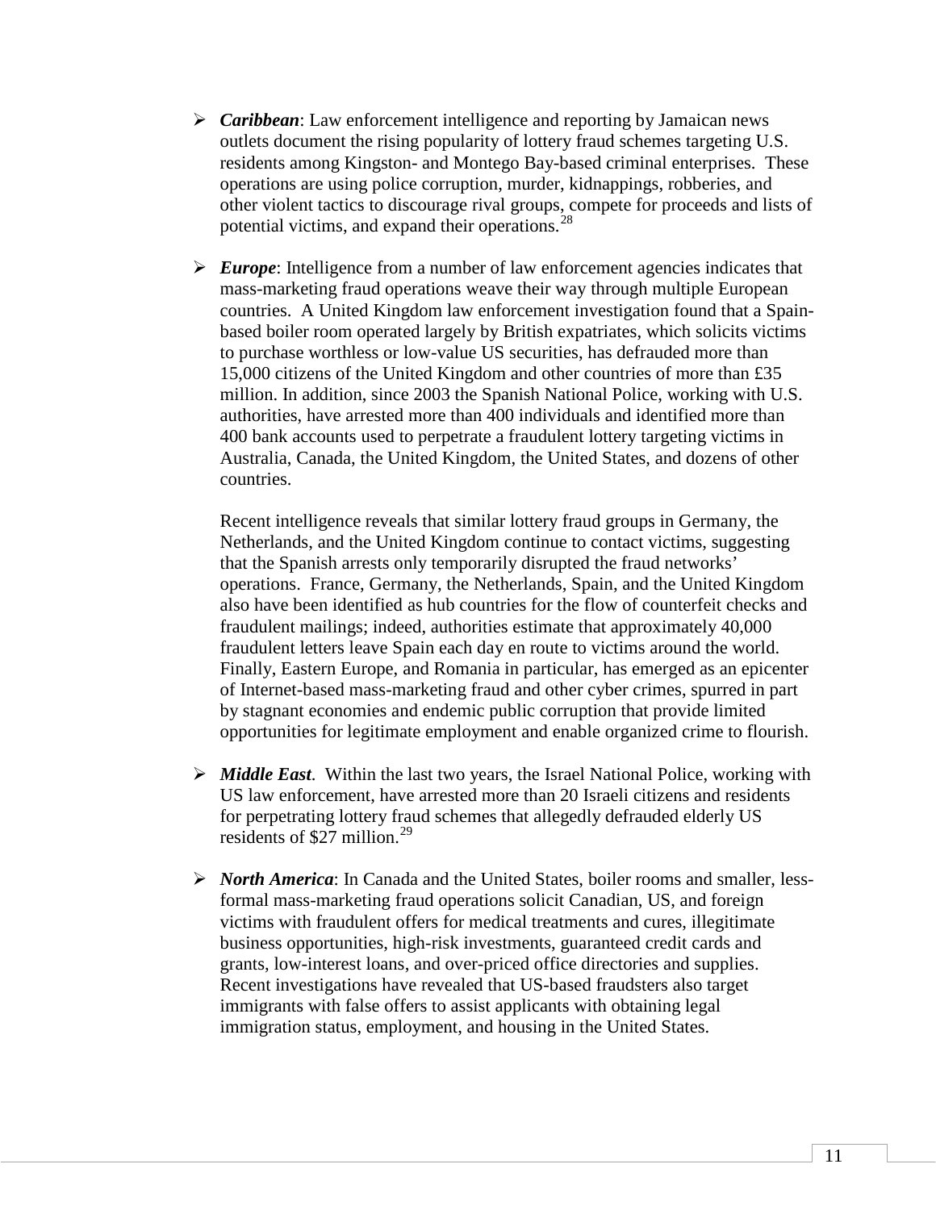- ***Caribbean***: Law enforcement intelligence and reporting by Jamaican news outlets document the rising popularity of lottery fraud schemes targeting U.S. residents among Kingston- and Montego Bay-based criminal enterprises. These operations are using police corruption, murder, kidnappings, robberies, and other violent tactics to discourage rival groups, compete for proceeds and lists of potential victims, and expand their operations.[28]

- ***Europe***: Intelligence from a number of law enforcement agencies indicates that mass-marketing fraud operations weave their way through multiple European countries. A United Kingdom law enforcement investigation found that a Spain-based boiler room operated largely by British expatriates, which solicits victims to purchase worthless or low-value US securities, has defrauded more than 15,000 citizens of the United Kingdom and other countries of more than £35 million. In addition, since 2003 the Spanish National Police, working with U.S. authorities, have arrested more than 400 individuals and identified more than 400 bank accounts used to perpetrate a fraudulent lottery targeting victims in Australia, Canada, the United Kingdom, the United States, and dozens of other countries.

  Recent intelligence reveals that similar lottery fraud groups in Germany, the Netherlands, and the United Kingdom continue to contact victims, suggesting that the Spanish arrests only temporarily disrupted the fraud networks' operations. France, Germany, the Netherlands, Spain, and the United Kingdom also have been identified as hub countries for the flow of counterfeit checks and fraudulent mailings; indeed, authorities estimate that approximately 40,000 fraudulent letters leave Spain each day en route to victims around the world. Finally, Eastern Europe, and Romania in particular, has emerged as an epicenter of Internet-based mass-marketing fraud and other cyber crimes, spurred in part by stagnant economies and endemic public corruption that provide limited opportunities for legitimate employment and enable organized crime to flourish.

- ***Middle East***. Within the last two years, the Israel National Police, working with US law enforcement, have arrested more than 20 Israeli citizens and residents for perpetrating lottery fraud schemes that allegedly defrauded elderly US residents of $27 million.[29]

- ***North America***: In Canada and the United States, boiler rooms and smaller, less-formal mass-marketing fraud operations solicit Canadian, US, and foreign victims with fraudulent offers for medical treatments and cures, illegitimate business opportunities, high-risk investments, guaranteed credit cards and grants, low-interest loans, and over-priced office directories and supplies. Recent investigations have revealed that US-based fraudsters also target immigrants with false offers to assist applicants with obtaining legal immigration status, employment, and housing in the United States.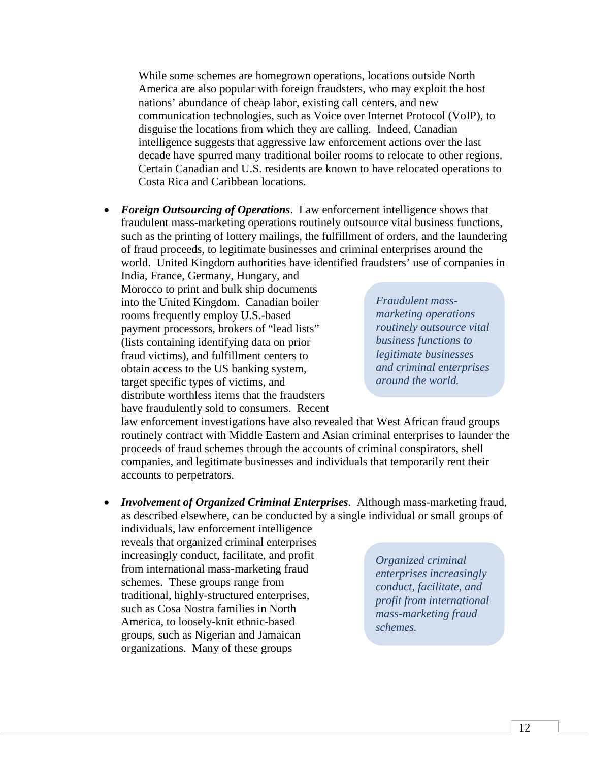While some schemes are homegrown operations, locations outside North America are also popular with foreign fraudsters, who may exploit the host nations' abundance of cheap labor, existing call centers, and new communication technologies, such as Voice over Internet Protocol (VoIP), to disguise the locations from which they are calling. Indeed, Canadian intelligence suggests that aggressive law enforcement actions over the last decade have spurred many traditional boiler rooms to relocate to other regions. Certain Canadian and U.S. residents are known to have relocated operations to Costa Rica and Caribbean locations.

- ***Foreign Outsourcing of Operations***. Law enforcement intelligence shows that fraudulent mass-marketing operations routinely outsource vital business functions, such as the printing of lottery mailings, the fulfillment of orders, and the laundering of fraud proceeds, to legitimate businesses and criminal enterprises around the world. United Kingdom authorities have identified fraudsters' use of companies in India, France, Germany, Hungary, and Morocco to print and bulk ship documents into the United Kingdom. Canadian boiler rooms frequently employ U.S.-based payment processors, brokers of "lead lists" (lists containing identifying data on prior fraud victims), and fulfillment centers to obtain access to the US banking system, target specific types of victims, and distribute worthless items that the fraudsters have fraudulently sold to consumers. Recent law enforcement investigations have also revealed that West African fraud groups routinely contract with Middle Eastern and Asian criminal enterprises to launder the proceeds of fraud schemes through the accounts of criminal conspirators, shell companies, and legitimate businesses and individuals that temporarily rent their accounts to perpetrators.

> *Fraudulent mass-marketing operations routinely outsource vital business functions to legitimate businesses and criminal enterprises around the world.*

- ***Involvement of Organized Criminal Enterprises***. Although mass-marketing fraud, as described elsewhere, can be conducted by a single individual or small groups of individuals, law enforcement intelligence reveals that organized criminal enterprises increasingly conduct, facilitate, and profit from international mass-marketing fraud schemes. These groups range from traditional, highly-structured enterprises, such as Cosa Nostra families in North America, to loosely-knit ethnic-based groups, such as Nigerian and Jamaican organizations. Many of these groups

> *Organized criminal enterprises increasingly conduct, facilitate, and profit from international mass-marketing fraud schemes.*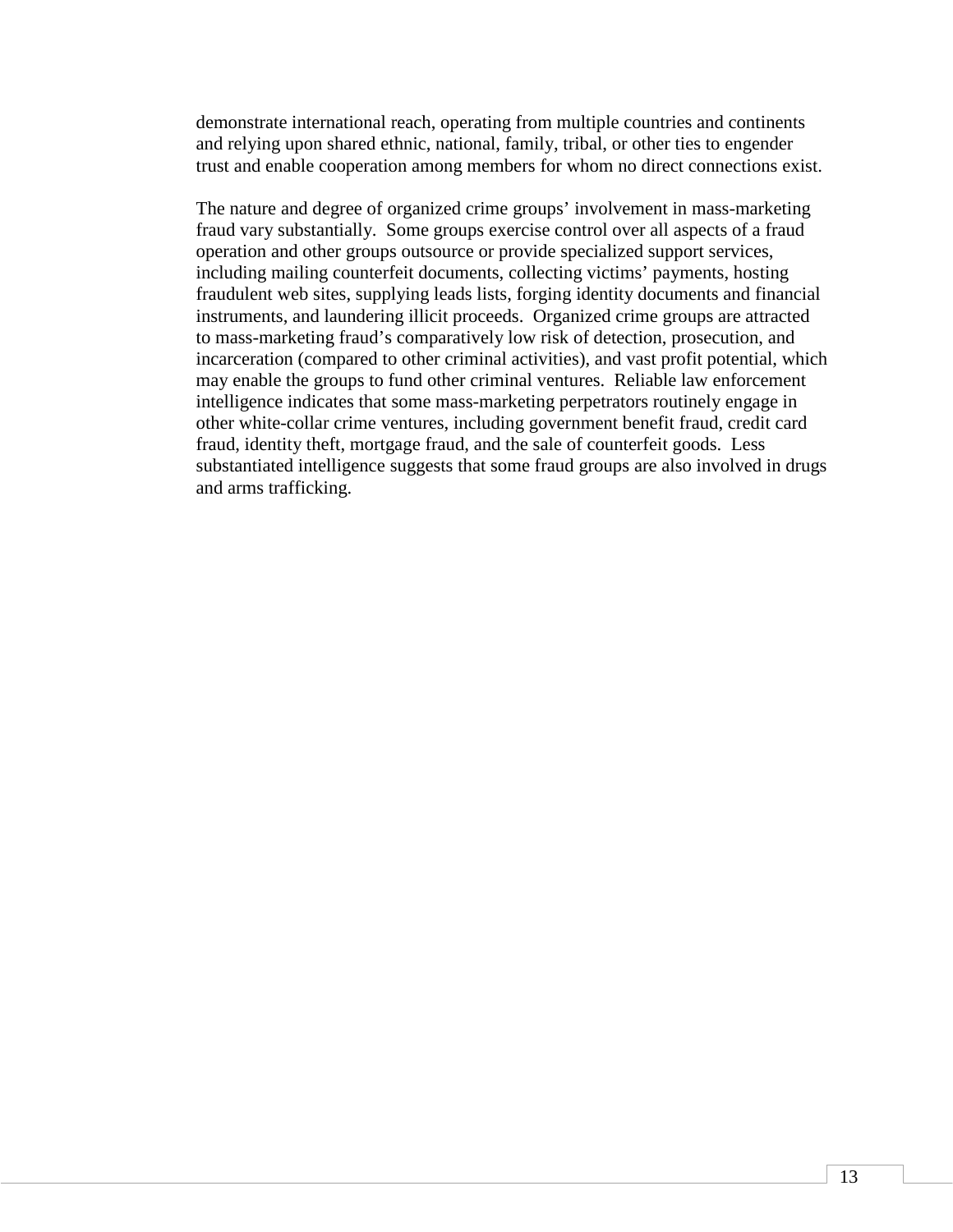demonstrate international reach, operating from multiple countries and continents and relying upon shared ethnic, national, family, tribal, or other ties to engender trust and enable cooperation among members for whom no direct connections exist.

The nature and degree of organized crime groups' involvement in mass-marketing fraud vary substantially. Some groups exercise control over all aspects of a fraud operation and other groups outsource or provide specialized support services, including mailing counterfeit documents, collecting victims' payments, hosting fraudulent web sites, supplying leads lists, forging identity documents and financial instruments, and laundering illicit proceeds. Organized crime groups are attracted to mass-marketing fraud's comparatively low risk of detection, prosecution, and incarceration (compared to other criminal activities), and vast profit potential, which may enable the groups to fund other criminal ventures. Reliable law enforcement intelligence indicates that some mass-marketing perpetrators routinely engage in other white-collar crime ventures, including government benefit fraud, credit card fraud, identity theft, mortgage fraud, and the sale of counterfeit goods. Less substantiated intelligence suggests that some fraud groups are also involved in drugs and arms trafficking.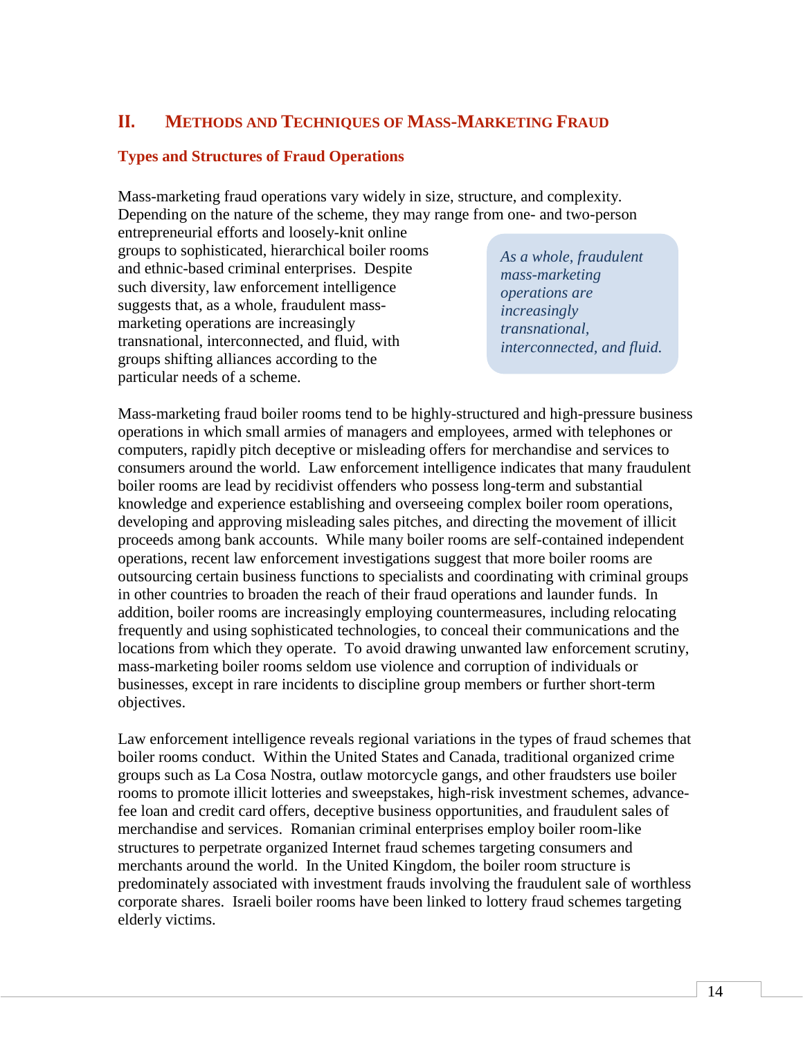## II. Methods and Techniques of Mass-Marketing Fraud

### Types and Structures of Fraud Operations

Mass-marketing fraud operations vary widely in size, structure, and complexity. Depending on the nature of the scheme, they may range from one- and two-person entrepreneurial efforts and loosely-knit online groups to sophisticated, hierarchical boiler rooms and ethnic-based criminal enterprises. Despite such diversity, law enforcement intelligence suggests that, as a whole, fraudulent mass-marketing operations are increasingly transnational, interconnected, and fluid, with groups shifting alliances according to the particular needs of a scheme.

*As a whole, fraudulent mass-marketing operations are increasingly transnational, interconnected, and fluid.*

Mass-marketing fraud boiler rooms tend to be highly-structured and high-pressure business operations in which small armies of managers and employees, armed with telephones or computers, rapidly pitch deceptive or misleading offers for merchandise and services to consumers around the world. Law enforcement intelligence indicates that many fraudulent boiler rooms are lead by recidivist offenders who possess long-term and substantial knowledge and experience establishing and overseeing complex boiler room operations, developing and approving misleading sales pitches, and directing the movement of illicit proceeds among bank accounts. While many boiler rooms are self-contained independent operations, recent law enforcement investigations suggest that more boiler rooms are outsourcing certain business functions to specialists and coordinating with criminal groups in other countries to broaden the reach of their fraud operations and launder funds. In addition, boiler rooms are increasingly employing countermeasures, including relocating frequently and using sophisticated technologies, to conceal their communications and the locations from which they operate. To avoid drawing unwanted law enforcement scrutiny, mass-marketing boiler rooms seldom use violence and corruption of individuals or businesses, except in rare incidents to discipline group members or further short-term objectives.

Law enforcement intelligence reveals regional variations in the types of fraud schemes that boiler rooms conduct. Within the United States and Canada, traditional organized crime groups such as La Cosa Nostra, outlaw motorcycle gangs, and other fraudsters use boiler rooms to promote illicit lotteries and sweepstakes, high-risk investment schemes, advance-fee loan and credit card offers, deceptive business opportunities, and fraudulent sales of merchandise and services. Romanian criminal enterprises employ boiler room-like structures to perpetrate organized Internet fraud schemes targeting consumers and merchants around the world. In the United Kingdom, the boiler room structure is predominately associated with investment frauds involving the fraudulent sale of worthless corporate shares. Israeli boiler rooms have been linked to lottery fraud schemes targeting elderly victims.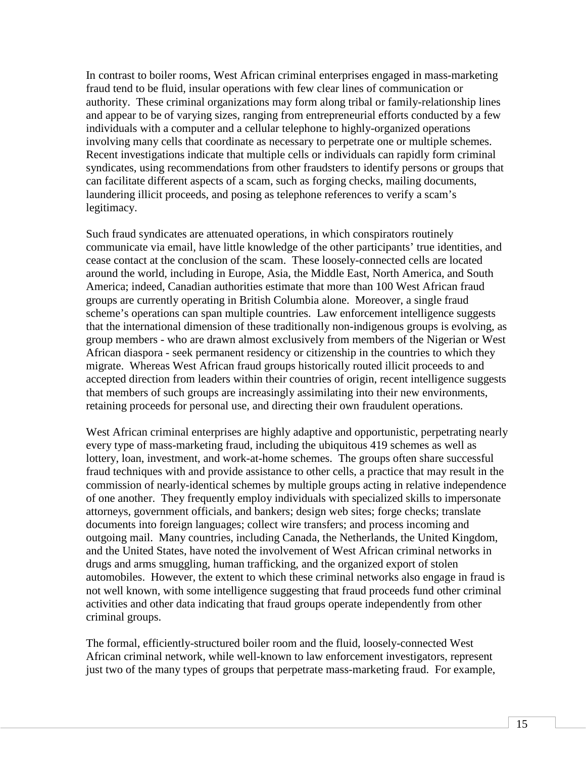In contrast to boiler rooms, West African criminal enterprises engaged in mass-marketing fraud tend to be fluid, insular operations with few clear lines of communication or authority. These criminal organizations may form along tribal or family-relationship lines and appear to be of varying sizes, ranging from entrepreneurial efforts conducted by a few individuals with a computer and a cellular telephone to highly-organized operations involving many cells that coordinate as necessary to perpetrate one or multiple schemes. Recent investigations indicate that multiple cells or individuals can rapidly form criminal syndicates, using recommendations from other fraudsters to identify persons or groups that can facilitate different aspects of a scam, such as forging checks, mailing documents, laundering illicit proceeds, and posing as telephone references to verify a scam's legitimacy.

Such fraud syndicates are attenuated operations, in which conspirators routinely communicate via email, have little knowledge of the other participants' true identities, and cease contact at the conclusion of the scam. These loosely-connected cells are located around the world, including in Europe, Asia, the Middle East, North America, and South America; indeed, Canadian authorities estimate that more than 100 West African fraud groups are currently operating in British Columbia alone. Moreover, a single fraud scheme's operations can span multiple countries. Law enforcement intelligence suggests that the international dimension of these traditionally non-indigenous groups is evolving, as group members - who are drawn almost exclusively from members of the Nigerian or West African diaspora - seek permanent residency or citizenship in the countries to which they migrate. Whereas West African fraud groups historically routed illicit proceeds to and accepted direction from leaders within their countries of origin, recent intelligence suggests that members of such groups are increasingly assimilating into their new environments, retaining proceeds for personal use, and directing their own fraudulent operations.

West African criminal enterprises are highly adaptive and opportunistic, perpetrating nearly every type of mass-marketing fraud, including the ubiquitous 419 schemes as well as lottery, loan, investment, and work-at-home schemes. The groups often share successful fraud techniques with and provide assistance to other cells, a practice that may result in the commission of nearly-identical schemes by multiple groups acting in relative independence of one another. They frequently employ individuals with specialized skills to impersonate attorneys, government officials, and bankers; design web sites; forge checks; translate documents into foreign languages; collect wire transfers; and process incoming and outgoing mail. Many countries, including Canada, the Netherlands, the United Kingdom, and the United States, have noted the involvement of West African criminal networks in drugs and arms smuggling, human trafficking, and the organized export of stolen automobiles. However, the extent to which these criminal networks also engage in fraud is not well known, with some intelligence suggesting that fraud proceeds fund other criminal activities and other data indicating that fraud groups operate independently from other criminal groups.

The formal, efficiently-structured boiler room and the fluid, loosely-connected West African criminal network, while well-known to law enforcement investigators, represent just two of the many types of groups that perpetrate mass-marketing fraud. For example,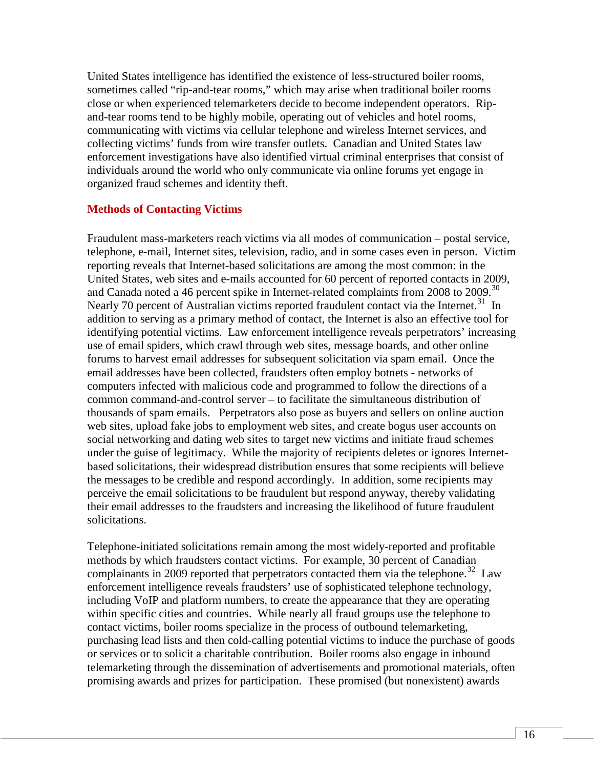United States intelligence has identified the existence of less-structured boiler rooms, sometimes called "rip-and-tear rooms," which may arise when traditional boiler rooms close or when experienced telemarketers decide to become independent operators. Rip-and-tear rooms tend to be highly mobile, operating out of vehicles and hotel rooms, communicating with victims via cellular telephone and wireless Internet services, and collecting victims' funds from wire transfer outlets. Canadian and United States law enforcement investigations have also identified virtual criminal enterprises that consist of individuals around the world who only communicate via online forums yet engage in organized fraud schemes and identity theft.

## Methods of Contacting Victims

Fraudulent mass-marketers reach victims via all modes of communication – postal service, telephone, e-mail, Internet sites, television, radio, and in some cases even in person. Victim reporting reveals that Internet-based solicitations are among the most common: in the United States, web sites and e-mails accounted for 60 percent of reported contacts in 2009, and Canada noted a 46 percent spike in Internet-related complaints from 2008 to 2009.[30] Nearly 70 percent of Australian victims reported fraudulent contact via the Internet.[31] In addition to serving as a primary method of contact, the Internet is also an effective tool for identifying potential victims. Law enforcement intelligence reveals perpetrators' increasing use of email spiders, which crawl through web sites, message boards, and other online forums to harvest email addresses for subsequent solicitation via spam email. Once the email addresses have been collected, fraudsters often employ botnets - networks of computers infected with malicious code and programmed to follow the directions of a common command-and-control server – to facilitate the simultaneous distribution of thousands of spam emails. Perpetrators also pose as buyers and sellers on online auction web sites, upload fake jobs to employment web sites, and create bogus user accounts on social networking and dating web sites to target new victims and initiate fraud schemes under the guise of legitimacy. While the majority of recipients deletes or ignores Internet-based solicitations, their widespread distribution ensures that some recipients will believe the messages to be credible and respond accordingly. In addition, some recipients may perceive the email solicitations to be fraudulent but respond anyway, thereby validating their email addresses to the fraudsters and increasing the likelihood of future fraudulent solicitations.

Telephone-initiated solicitations remain among the most widely-reported and profitable methods by which fraudsters contact victims. For example, 30 percent of Canadian complainants in 2009 reported that perpetrators contacted them via the telephone.[32] Law enforcement intelligence reveals fraudsters' use of sophisticated telephone technology, including VoIP and platform numbers, to create the appearance that they are operating within specific cities and countries. While nearly all fraud groups use the telephone to contact victims, boiler rooms specialize in the process of outbound telemarketing, purchasing lead lists and then cold-calling potential victims to induce the purchase of goods or services or to solicit a charitable contribution. Boiler rooms also engage in inbound telemarketing through the dissemination of advertisements and promotional materials, often promising awards and prizes for participation. These promised (but nonexistent) awards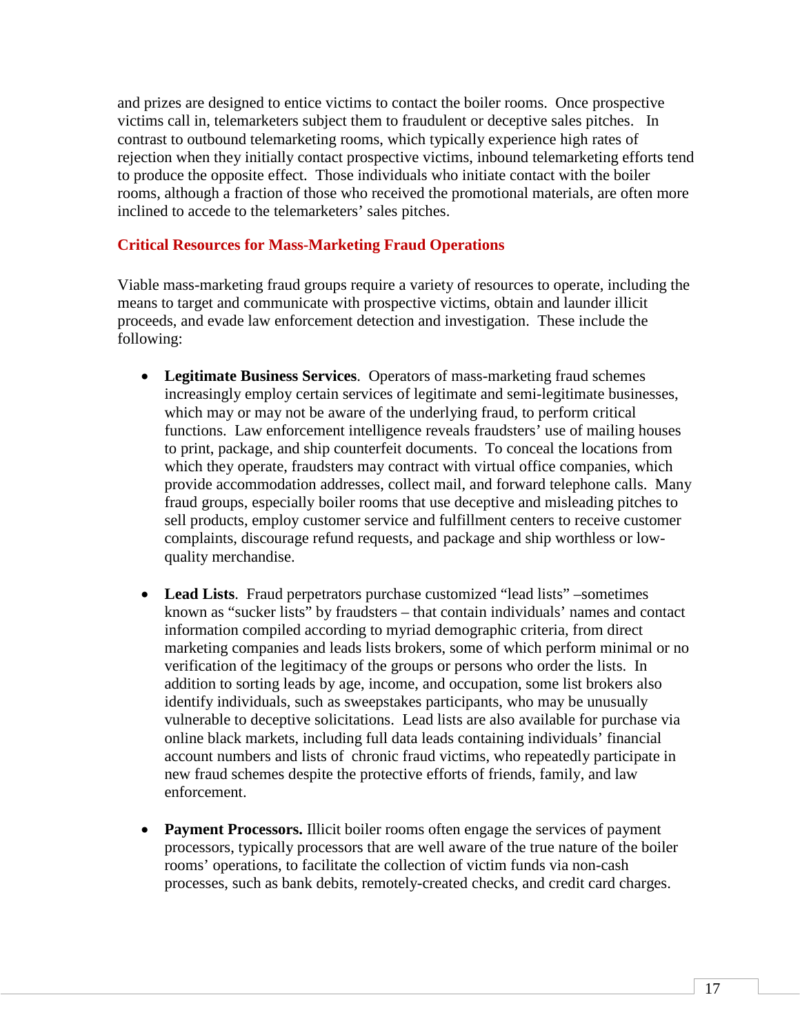and prizes are designed to entice victims to contact the boiler rooms. Once prospective victims call in, telemarketers subject them to fraudulent or deceptive sales pitches. In contrast to outbound telemarketing rooms, which typically experience high rates of rejection when they initially contact prospective victims, inbound telemarketing efforts tend to produce the opposite effect. Those individuals who initiate contact with the boiler rooms, although a fraction of those who received the promotional materials, are often more inclined to accede to the telemarketers' sales pitches.

## Critical Resources for Mass-Marketing Fraud Operations

Viable mass-marketing fraud groups require a variety of resources to operate, including the means to target and communicate with prospective victims, obtain and launder illicit proceeds, and evade law enforcement detection and investigation. These include the following:

- **Legitimate Business Services**. Operators of mass-marketing fraud schemes increasingly employ certain services of legitimate and semi-legitimate businesses, which may or may not be aware of the underlying fraud, to perform critical functions. Law enforcement intelligence reveals fraudsters' use of mailing houses to print, package, and ship counterfeit documents. To conceal the locations from which they operate, fraudsters may contract with virtual office companies, which provide accommodation addresses, collect mail, and forward telephone calls. Many fraud groups, especially boiler rooms that use deceptive and misleading pitches to sell products, employ customer service and fulfillment centers to receive customer complaints, discourage refund requests, and package and ship worthless or low-quality merchandise.

- **Lead Lists**. Fraud perpetrators purchase customized "lead lists" –sometimes known as "sucker lists" by fraudsters – that contain individuals' names and contact information compiled according to myriad demographic criteria, from direct marketing companies and leads lists brokers, some of which perform minimal or no verification of the legitimacy of the groups or persons who order the lists. In addition to sorting leads by age, income, and occupation, some list brokers also identify individuals, such as sweepstakes participants, who may be unusually vulnerable to deceptive solicitations. Lead lists are also available for purchase via online black markets, including full data leads containing individuals' financial account numbers and lists of chronic fraud victims, who repeatedly participate in new fraud schemes despite the protective efforts of friends, family, and law enforcement.

- **Payment Processors.** Illicit boiler rooms often engage the services of payment processors, typically processors that are well aware of the true nature of the boiler rooms' operations, to facilitate the collection of victim funds via non-cash processes, such as bank debits, remotely-created checks, and credit card charges.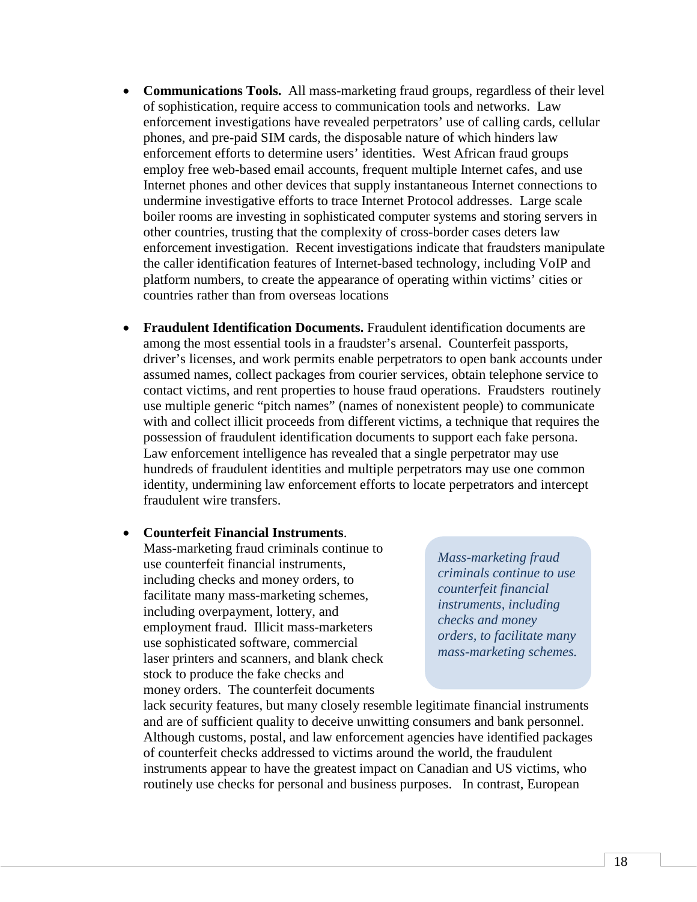- **Communications Tools.** All mass-marketing fraud groups, regardless of their level of sophistication, require access to communication tools and networks. Law enforcement investigations have revealed perpetrators' use of calling cards, cellular phones, and pre-paid SIM cards, the disposable nature of which hinders law enforcement efforts to determine users' identities. West African fraud groups employ free web-based email accounts, frequent multiple Internet cafes, and use Internet phones and other devices that supply instantaneous Internet connections to undermine investigative efforts to trace Internet Protocol addresses. Large scale boiler rooms are investing in sophisticated computer systems and storing servers in other countries, trusting that the complexity of cross-border cases deters law enforcement investigation. Recent investigations indicate that fraudsters manipulate the caller identification features of Internet-based technology, including VoIP and platform numbers, to create the appearance of operating within victims' cities or countries rather than from overseas locations

- **Fraudulent Identification Documents.** Fraudulent identification documents are among the most essential tools in a fraudster's arsenal. Counterfeit passports, driver's licenses, and work permits enable perpetrators to open bank accounts under assumed names, collect packages from courier services, obtain telephone service to contact victims, and rent properties to house fraud operations. Fraudsters routinely use multiple generic "pitch names" (names of nonexistent people) to communicate with and collect illicit proceeds from different victims, a technique that requires the possession of fraudulent identification documents to support each fake persona. Law enforcement intelligence has revealed that a single perpetrator may use hundreds of fraudulent identities and multiple perpetrators may use one common identity, undermining law enforcement efforts to locate perpetrators and intercept fraudulent wire transfers.

- **Counterfeit Financial Instruments**. Mass-marketing fraud criminals continue to use counterfeit financial instruments, including checks and money orders, to facilitate many mass-marketing schemes, including overpayment, lottery, and employment fraud. Illicit mass-marketers use sophisticated software, commercial laser printers and scanners, and blank check stock to produce the fake checks and money orders. The counterfeit documents lack security features, but many closely resemble legitimate financial instruments and are of sufficient quality to deceive unwitting consumers and bank personnel. Although customs, postal, and law enforcement agencies have identified packages of counterfeit checks addressed to victims around the world, the fraudulent instruments appear to have the greatest impact on Canadian and US victims, who routinely use checks for personal and business purposes. In contrast, European

*Mass-marketing fraud criminals continue to use counterfeit financial instruments, including checks and money orders, to facilitate many mass-marketing schemes.*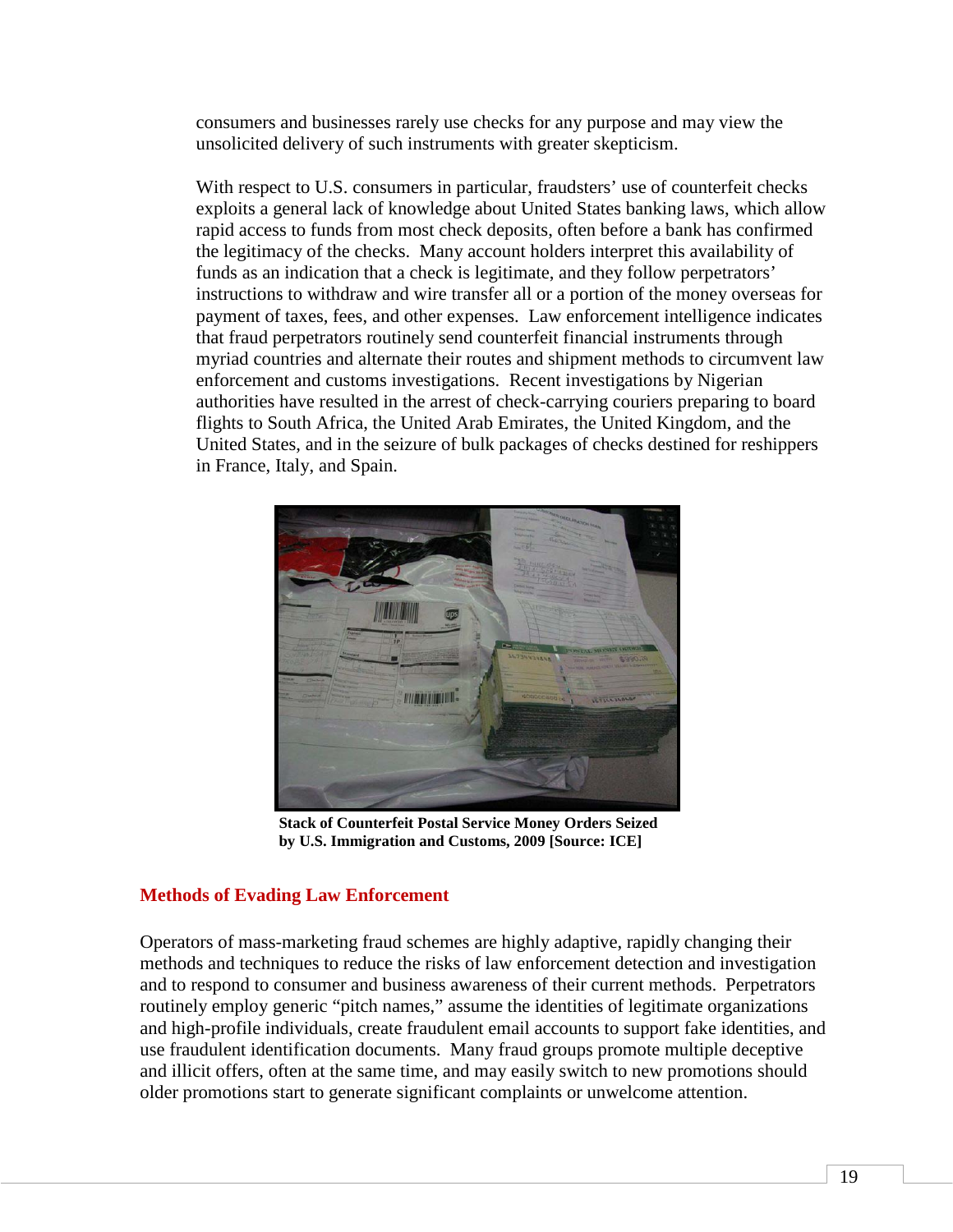consumers and businesses rarely use checks for any purpose and may view the unsolicited delivery of such instruments with greater skepticism.

With respect to U.S. consumers in particular, fraudsters' use of counterfeit checks exploits a general lack of knowledge about United States banking laws, which allow rapid access to funds from most check deposits, often before a bank has confirmed the legitimacy of the checks. Many account holders interpret this availability of funds as an indication that a check is legitimate, and they follow perpetrators' instructions to withdraw and wire transfer all or a portion of the money overseas for payment of taxes, fees, and other expenses. Law enforcement intelligence indicates that fraud perpetrators routinely send counterfeit financial instruments through myriad countries and alternate their routes and shipment methods to circumvent law enforcement and customs investigations. Recent investigations by Nigerian authorities have resulted in the arrest of check-carrying couriers preparing to board flights to South Africa, the United Arab Emirates, the United Kingdom, and the United States, and in the seizure of bulk packages of checks destined for reshippers in France, Italy, and Spain.

**Stack of Counterfeit Postal Service Money Orders Seized by U.S. Immigration and Customs, 2009 [Source: ICE]**

## Methods of Evading Law Enforcement

Operators of mass-marketing fraud schemes are highly adaptive, rapidly changing their methods and techniques to reduce the risks of law enforcement detection and investigation and to respond to consumer and business awareness of their current methods. Perpetrators routinely employ generic "pitch names," assume the identities of legitimate organizations and high-profile individuals, create fraudulent email accounts to support fake identities, and use fraudulent identification documents. Many fraud groups promote multiple deceptive and illicit offers, often at the same time, and may easily switch to new promotions should older promotions start to generate significant complaints or unwelcome attention.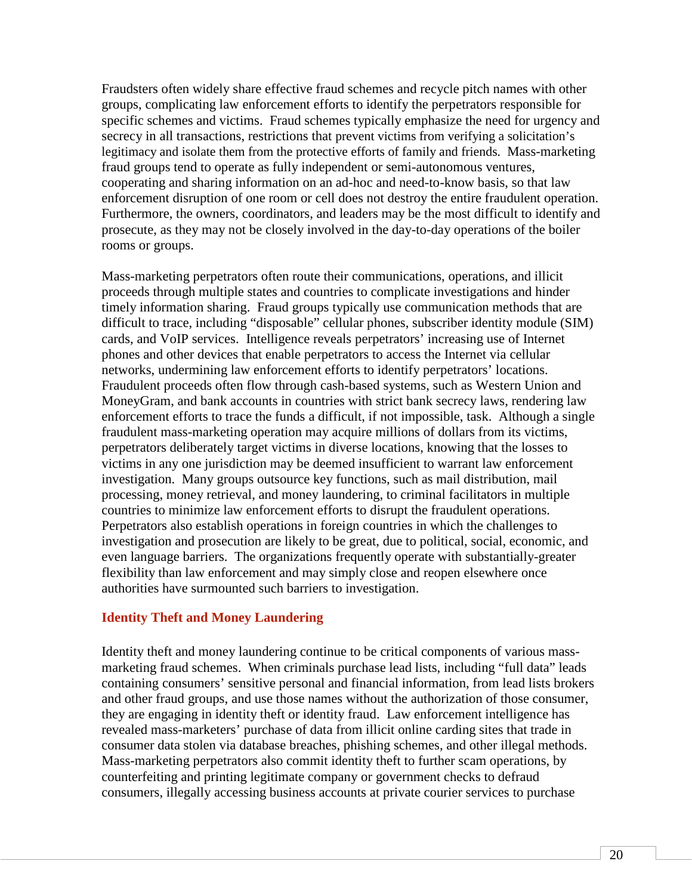Fraudsters often widely share effective fraud schemes and recycle pitch names with other groups, complicating law enforcement efforts to identify the perpetrators responsible for specific schemes and victims. Fraud schemes typically emphasize the need for urgency and secrecy in all transactions, restrictions that prevent victims from verifying a solicitation's legitimacy and isolate them from the protective efforts of family and friends. Mass-marketing fraud groups tend to operate as fully independent or semi-autonomous ventures, cooperating and sharing information on an ad-hoc and need-to-know basis, so that law enforcement disruption of one room or cell does not destroy the entire fraudulent operation. Furthermore, the owners, coordinators, and leaders may be the most difficult to identify and prosecute, as they may not be closely involved in the day-to-day operations of the boiler rooms or groups.

Mass-marketing perpetrators often route their communications, operations, and illicit proceeds through multiple states and countries to complicate investigations and hinder timely information sharing. Fraud groups typically use communication methods that are difficult to trace, including "disposable" cellular phones, subscriber identity module (SIM) cards, and VoIP services. Intelligence reveals perpetrators' increasing use of Internet phones and other devices that enable perpetrators to access the Internet via cellular networks, undermining law enforcement efforts to identify perpetrators' locations. Fraudulent proceeds often flow through cash-based systems, such as Western Union and MoneyGram, and bank accounts in countries with strict bank secrecy laws, rendering law enforcement efforts to trace the funds a difficult, if not impossible, task. Although a single fraudulent mass-marketing operation may acquire millions of dollars from its victims, perpetrators deliberately target victims in diverse locations, knowing that the losses to victims in any one jurisdiction may be deemed insufficient to warrant law enforcement investigation. Many groups outsource key functions, such as mail distribution, mail processing, money retrieval, and money laundering, to criminal facilitators in multiple countries to minimize law enforcement efforts to disrupt the fraudulent operations. Perpetrators also establish operations in foreign countries in which the challenges to investigation and prosecution are likely to be great, due to political, social, economic, and even language barriers. The organizations frequently operate with substantially-greater flexibility than law enforcement and may simply close and reopen elsewhere once authorities have surmounted such barriers to investigation.

## Identity Theft and Money Laundering

Identity theft and money laundering continue to be critical components of various mass-marketing fraud schemes. When criminals purchase lead lists, including "full data" leads containing consumers' sensitive personal and financial information, from lead lists brokers and other fraud groups, and use those names without the authorization of those consumer, they are engaging in identity theft or identity fraud. Law enforcement intelligence has revealed mass-marketers' purchase of data from illicit online carding sites that trade in consumer data stolen via database breaches, phishing schemes, and other illegal methods. Mass-marketing perpetrators also commit identity theft to further scam operations, by counterfeiting and printing legitimate company or government checks to defraud consumers, illegally accessing business accounts at private courier services to purchase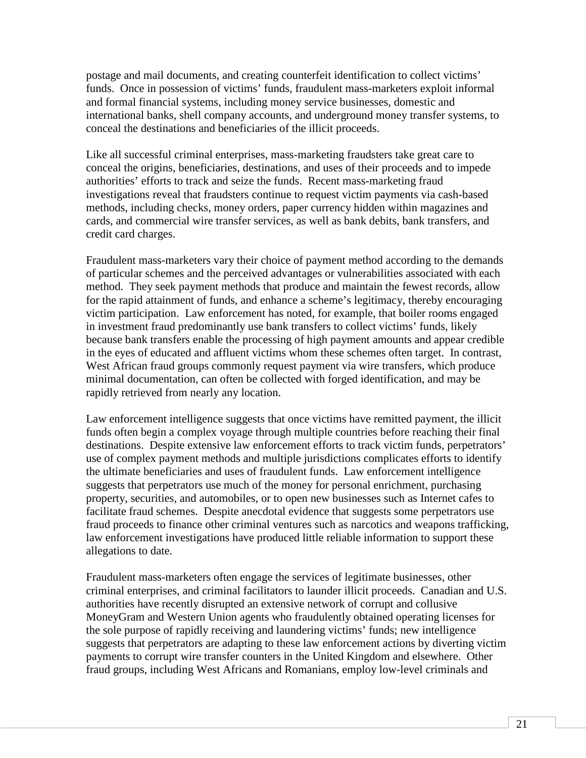postage and mail documents, and creating counterfeit identification to collect victims' funds. Once in possession of victims' funds, fraudulent mass-marketers exploit informal and formal financial systems, including money service businesses, domestic and international banks, shell company accounts, and underground money transfer systems, to conceal the destinations and beneficiaries of the illicit proceeds.

Like all successful criminal enterprises, mass-marketing fraudsters take great care to conceal the origins, beneficiaries, destinations, and uses of their proceeds and to impede authorities' efforts to track and seize the funds. Recent mass-marketing fraud investigations reveal that fraudsters continue to request victim payments via cash-based methods, including checks, money orders, paper currency hidden within magazines and cards, and commercial wire transfer services, as well as bank debits, bank transfers, and credit card charges.

Fraudulent mass-marketers vary their choice of payment method according to the demands of particular schemes and the perceived advantages or vulnerabilities associated with each method. They seek payment methods that produce and maintain the fewest records, allow for the rapid attainment of funds, and enhance a scheme's legitimacy, thereby encouraging victim participation. Law enforcement has noted, for example, that boiler rooms engaged in investment fraud predominantly use bank transfers to collect victims' funds, likely because bank transfers enable the processing of high payment amounts and appear credible in the eyes of educated and affluent victims whom these schemes often target. In contrast, West African fraud groups commonly request payment via wire transfers, which produce minimal documentation, can often be collected with forged identification, and may be rapidly retrieved from nearly any location.

Law enforcement intelligence suggests that once victims have remitted payment, the illicit funds often begin a complex voyage through multiple countries before reaching their final destinations. Despite extensive law enforcement efforts to track victim funds, perpetrators' use of complex payment methods and multiple jurisdictions complicates efforts to identify the ultimate beneficiaries and uses of fraudulent funds. Law enforcement intelligence suggests that perpetrators use much of the money for personal enrichment, purchasing property, securities, and automobiles, or to open new businesses such as Internet cafes to facilitate fraud schemes. Despite anecdotal evidence that suggests some perpetrators use fraud proceeds to finance other criminal ventures such as narcotics and weapons trafficking, law enforcement investigations have produced little reliable information to support these allegations to date.

Fraudulent mass-marketers often engage the services of legitimate businesses, other criminal enterprises, and criminal facilitators to launder illicit proceeds. Canadian and U.S. authorities have recently disrupted an extensive network of corrupt and collusive MoneyGram and Western Union agents who fraudulently obtained operating licenses for the sole purpose of rapidly receiving and laundering victims' funds; new intelligence suggests that perpetrators are adapting to these law enforcement actions by diverting victim payments to corrupt wire transfer counters in the United Kingdom and elsewhere. Other fraud groups, including West Africans and Romanians, employ low-level criminals and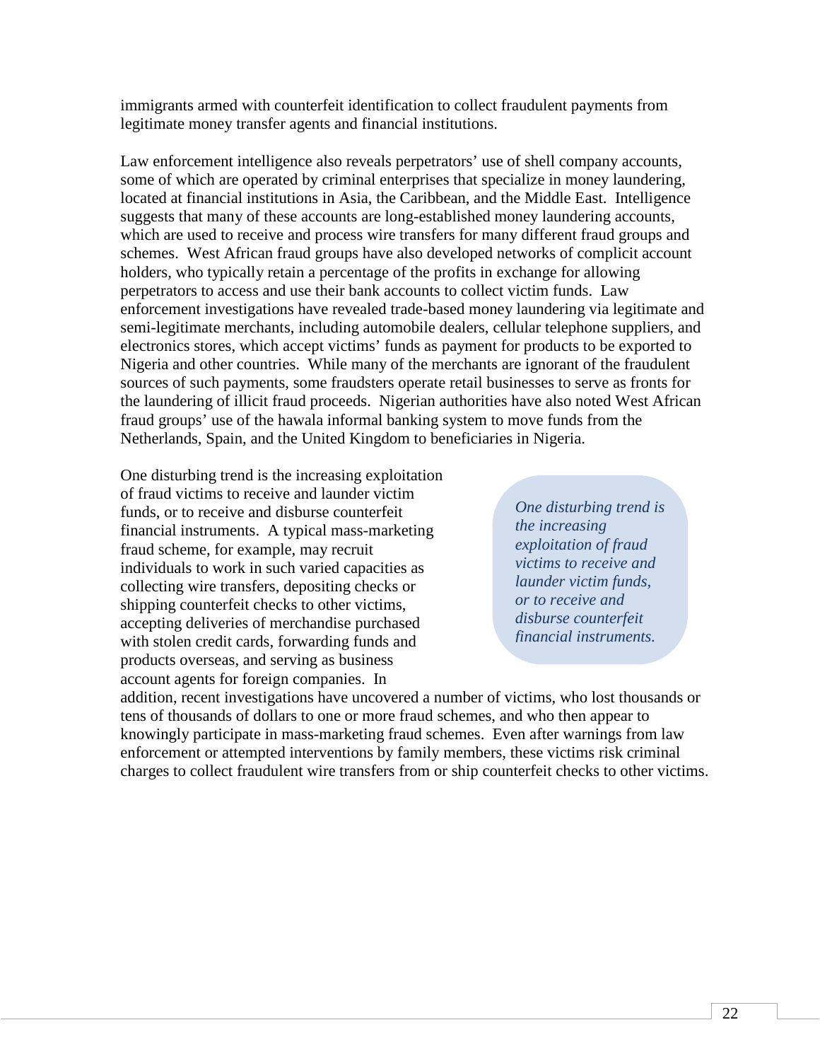immigrants armed with counterfeit identification to collect fraudulent payments from legitimate money transfer agents and financial institutions.

Law enforcement intelligence also reveals perpetrators' use of shell company accounts, some of which are operated by criminal enterprises that specialize in money laundering, located at financial institutions in Asia, the Caribbean, and the Middle East. Intelligence suggests that many of these accounts are long-established money laundering accounts, which are used to receive and process wire transfers for many different fraud groups and schemes. West African fraud groups have also developed networks of complicit account holders, who typically retain a percentage of the profits in exchange for allowing perpetrators to access and use their bank accounts to collect victim funds. Law enforcement investigations have revealed trade-based money laundering via legitimate and semi-legitimate merchants, including automobile dealers, cellular telephone suppliers, and electronics stores, which accept victims' funds as payment for products to be exported to Nigeria and other countries. While many of the merchants are ignorant of the fraudulent sources of such payments, some fraudsters operate retail businesses to serve as fronts for the laundering of illicit fraud proceeds. Nigerian authorities have also noted West African fraud groups' use of the hawala informal banking system to move funds from the Netherlands, Spain, and the United Kingdom to beneficiaries in Nigeria.

One disturbing trend is the increasing exploitation of fraud victims to receive and launder victim funds, or to receive and disburse counterfeit financial instruments. A typical mass-marketing fraud scheme, for example, may recruit individuals to work in such varied capacities as collecting wire transfers, depositing checks or shipping counterfeit checks to other victims, accepting deliveries of merchandise purchased with stolen credit cards, forwarding funds and products overseas, and serving as business account agents for foreign companies. In addition, recent investigations have uncovered a number of victims, who lost thousands or tens of thousands of dollars to one or more fraud schemes, and who then appear to knowingly participate in mass-marketing fraud schemes. Even after warnings from law enforcement or attempted interventions by family members, these victims risk criminal charges to collect fraudulent wire transfers from or ship counterfeit checks to other victims.

*One disturbing trend is the increasing exploitation of fraud victims to receive and launder victim funds, or to receive and disburse counterfeit financial instruments.*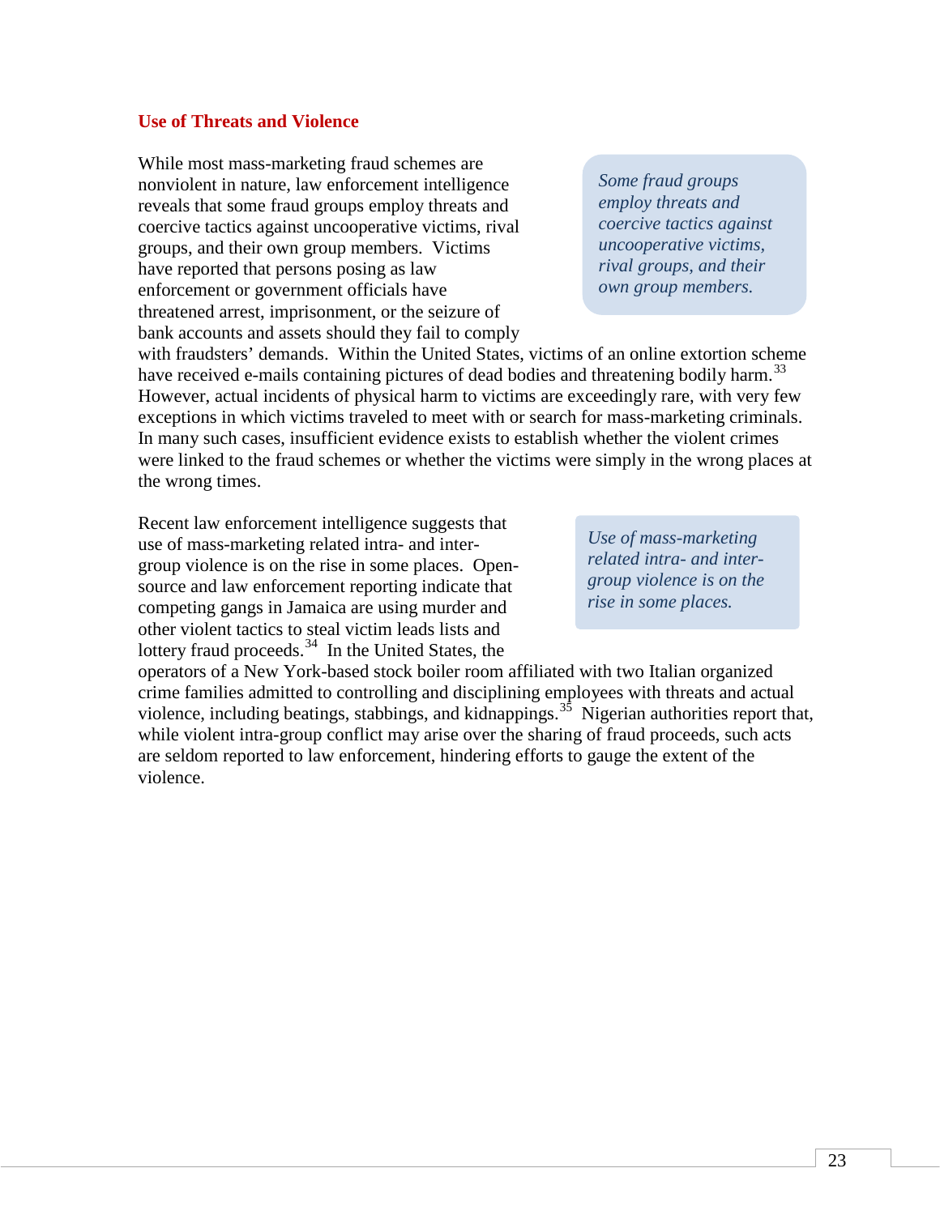### Use of Threats and Violence

While most mass-marketing fraud schemes are nonviolent in nature, law enforcement intelligence reveals that some fraud groups employ threats and coercive tactics against uncooperative victims, rival groups, and their own group members. Victims have reported that persons posing as law enforcement or government officials have threatened arrest, imprisonment, or the seizure of bank accounts and assets should they fail to comply with fraudsters' demands. Within the United States, victims of an online extortion scheme have received e-mails containing pictures of dead bodies and threatening bodily harm.[33] However, actual incidents of physical harm to victims are exceedingly rare, with very few exceptions in which victims traveled to meet with or search for mass-marketing criminals. In many such cases, insufficient evidence exists to establish whether the violent crimes were linked to the fraud schemes or whether the victims were simply in the wrong places at the wrong times.

> *Some fraud groups employ threats and coercive tactics against uncooperative victims, rival groups, and their own group members.*

Recent law enforcement intelligence suggests that use of mass-marketing related intra- and inter-group violence is on the rise in some places. Open-source and law enforcement reporting indicate that competing gangs in Jamaica are using murder and other violent tactics to steal victim leads lists and lottery fraud proceeds.[34] In the United States, the operators of a New York-based stock boiler room affiliated with two Italian organized crime families admitted to controlling and disciplining employees with threats and actual violence, including beatings, stabbings, and kidnappings.[35] Nigerian authorities report that, while violent intra-group conflict may arise over the sharing of fraud proceeds, such acts are seldom reported to law enforcement, hindering efforts to gauge the extent of the violence.

> *Use of mass-marketing related intra- and inter-group violence is on the rise in some places.*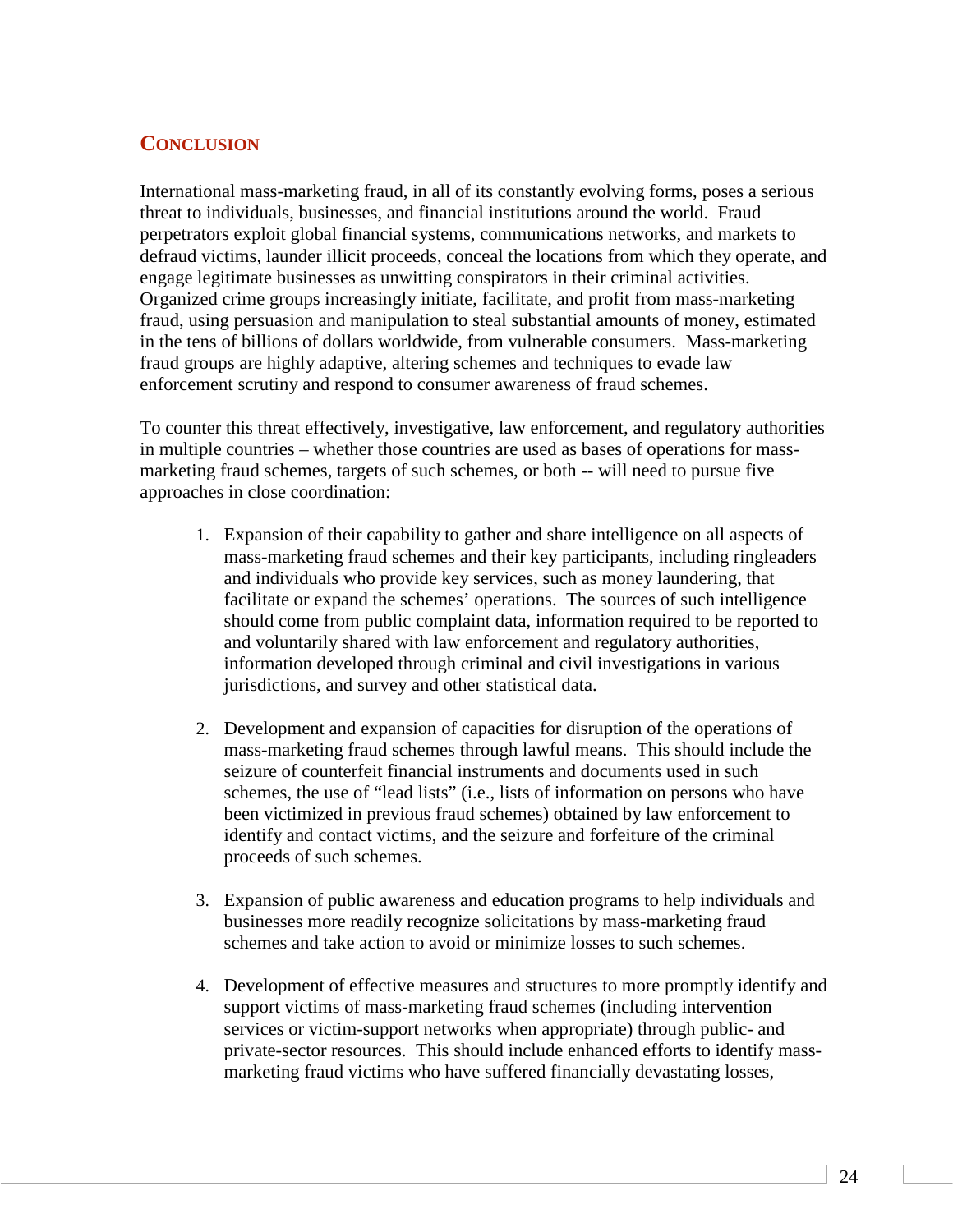## Conclusion

International mass-marketing fraud, in all of its constantly evolving forms, poses a serious threat to individuals, businesses, and financial institutions around the world. Fraud perpetrators exploit global financial systems, communications networks, and markets to defraud victims, launder illicit proceeds, conceal the locations from which they operate, and engage legitimate businesses as unwitting conspirators in their criminal activities. Organized crime groups increasingly initiate, facilitate, and profit from mass-marketing fraud, using persuasion and manipulation to steal substantial amounts of money, estimated in the tens of billions of dollars worldwide, from vulnerable consumers. Mass-marketing fraud groups are highly adaptive, altering schemes and techniques to evade law enforcement scrutiny and respond to consumer awareness of fraud schemes.

To counter this threat effectively, investigative, law enforcement, and regulatory authorities in multiple countries – whether those countries are used as bases of operations for mass-marketing fraud schemes, targets of such schemes, or both -- will need to pursue five approaches in close coordination:

1. Expansion of their capability to gather and share intelligence on all aspects of mass-marketing fraud schemes and their key participants, including ringleaders and individuals who provide key services, such as money laundering, that facilitate or expand the schemes' operations. The sources of such intelligence should come from public complaint data, information required to be reported to and voluntarily shared with law enforcement and regulatory authorities, information developed through criminal and civil investigations in various jurisdictions, and survey and other statistical data.

2. Development and expansion of capacities for disruption of the operations of mass-marketing fraud schemes through lawful means. This should include the seizure of counterfeit financial instruments and documents used in such schemes, the use of "lead lists" (i.e., lists of information on persons who have been victimized in previous fraud schemes) obtained by law enforcement to identify and contact victims, and the seizure and forfeiture of the criminal proceeds of such schemes.

3. Expansion of public awareness and education programs to help individuals and businesses more readily recognize solicitations by mass-marketing fraud schemes and take action to avoid or minimize losses to such schemes.

4. Development of effective measures and structures to more promptly identify and support victims of mass-marketing fraud schemes (including intervention services or victim-support networks when appropriate) through public- and private-sector resources. This should include enhanced efforts to identify mass-marketing fraud victims who have suffered financially devastating losses,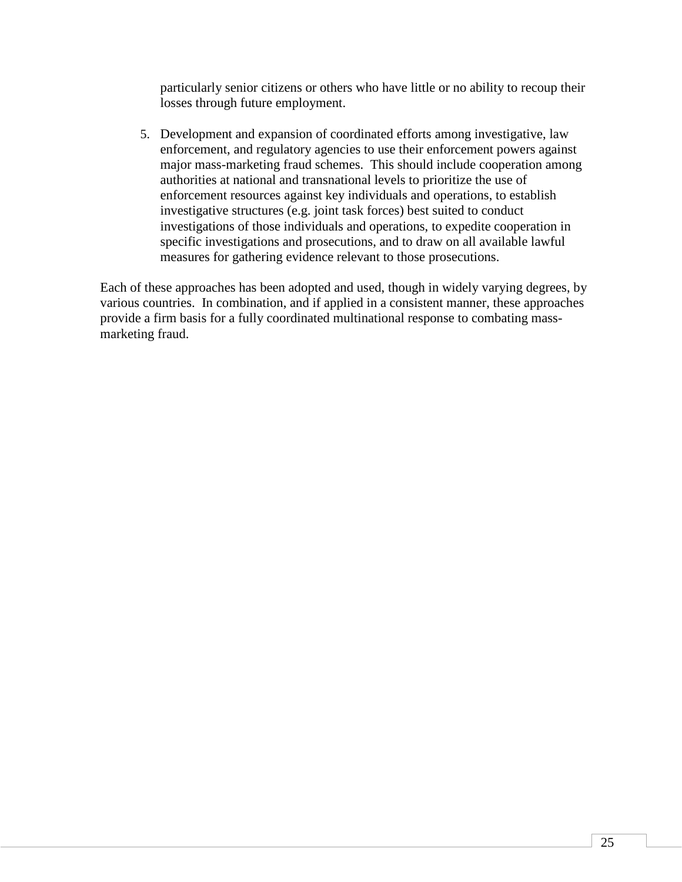particularly senior citizens or others who have little or no ability to recoup their losses through future employment.

5. Development and expansion of coordinated efforts among investigative, law enforcement, and regulatory agencies to use their enforcement powers against major mass-marketing fraud schemes. This should include cooperation among authorities at national and transnational levels to prioritize the use of enforcement resources against key individuals and operations, to establish investigative structures (e.g. joint task forces) best suited to conduct investigations of those individuals and operations, to expedite cooperation in specific investigations and prosecutions, and to draw on all available lawful measures for gathering evidence relevant to those prosecutions.

Each of these approaches has been adopted and used, though in widely varying degrees, by various countries. In combination, and if applied in a consistent manner, these approaches provide a firm basis for a fully coordinated multinational response to combating mass-marketing fraud.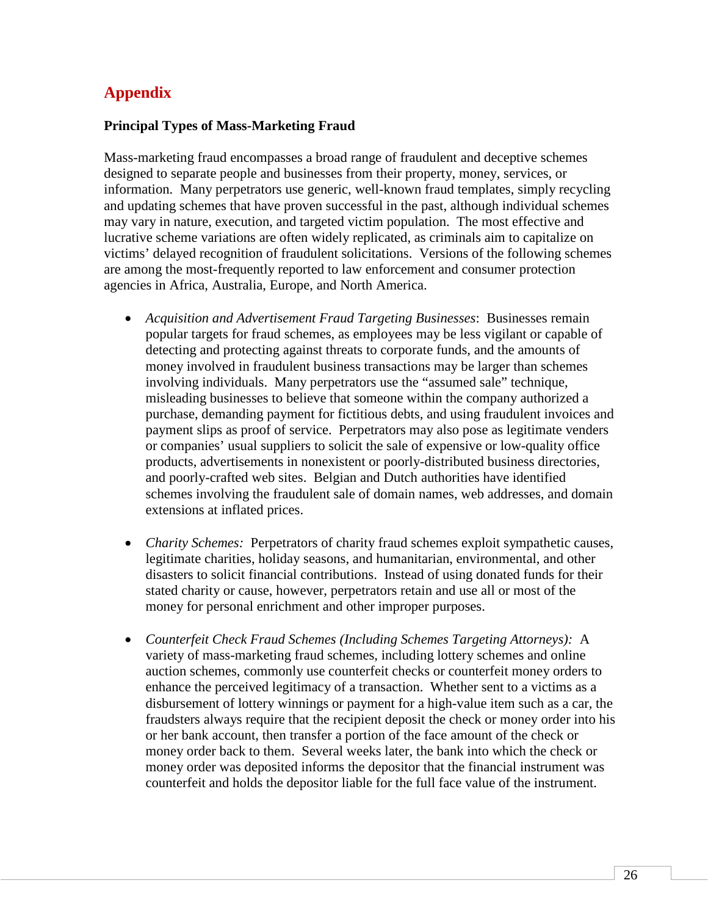# Appendix

### Principal Types of Mass-Marketing Fraud

Mass-marketing fraud encompasses a broad range of fraudulent and deceptive schemes designed to separate people and businesses from their property, money, services, or information. Many perpetrators use generic, well-known fraud templates, simply recycling and updating schemes that have proven successful in the past, although individual schemes may vary in nature, execution, and targeted victim population. The most effective and lucrative scheme variations are often widely replicated, as criminals aim to capitalize on victims' delayed recognition of fraudulent solicitations. Versions of the following schemes are among the most-frequently reported to law enforcement and consumer protection agencies in Africa, Australia, Europe, and North America.

- *Acquisition and Advertisement Fraud Targeting Businesses*: Businesses remain popular targets for fraud schemes, as employees may be less vigilant or capable of detecting and protecting against threats to corporate funds, and the amounts of money involved in fraudulent business transactions may be larger than schemes involving individuals. Many perpetrators use the "assumed sale" technique, misleading businesses to believe that someone within the company authorized a purchase, demanding payment for fictitious debts, and using fraudulent invoices and payment slips as proof of service. Perpetrators may also pose as legitimate venders or companies' usual suppliers to solicit the sale of expensive or low-quality office products, advertisements in nonexistent or poorly-distributed business directories, and poorly-crafted web sites. Belgian and Dutch authorities have identified schemes involving the fraudulent sale of domain names, web addresses, and domain extensions at inflated prices.

- *Charity Schemes:* Perpetrators of charity fraud schemes exploit sympathetic causes, legitimate charities, holiday seasons, and humanitarian, environmental, and other disasters to solicit financial contributions. Instead of using donated funds for their stated charity or cause, however, perpetrators retain and use all or most of the money for personal enrichment and other improper purposes.

- *Counterfeit Check Fraud Schemes (Including Schemes Targeting Attorneys):* A variety of mass-marketing fraud schemes, including lottery schemes and online auction schemes, commonly use counterfeit checks or counterfeit money orders to enhance the perceived legitimacy of a transaction. Whether sent to a victims as a disbursement of lottery winnings or payment for a high-value item such as a car, the fraudsters always require that the recipient deposit the check or money order into his or her bank account, then transfer a portion of the face amount of the check or money order back to them. Several weeks later, the bank into which the check or money order was deposited informs the depositor that the financial instrument was counterfeit and holds the depositor liable for the full face value of the instrument.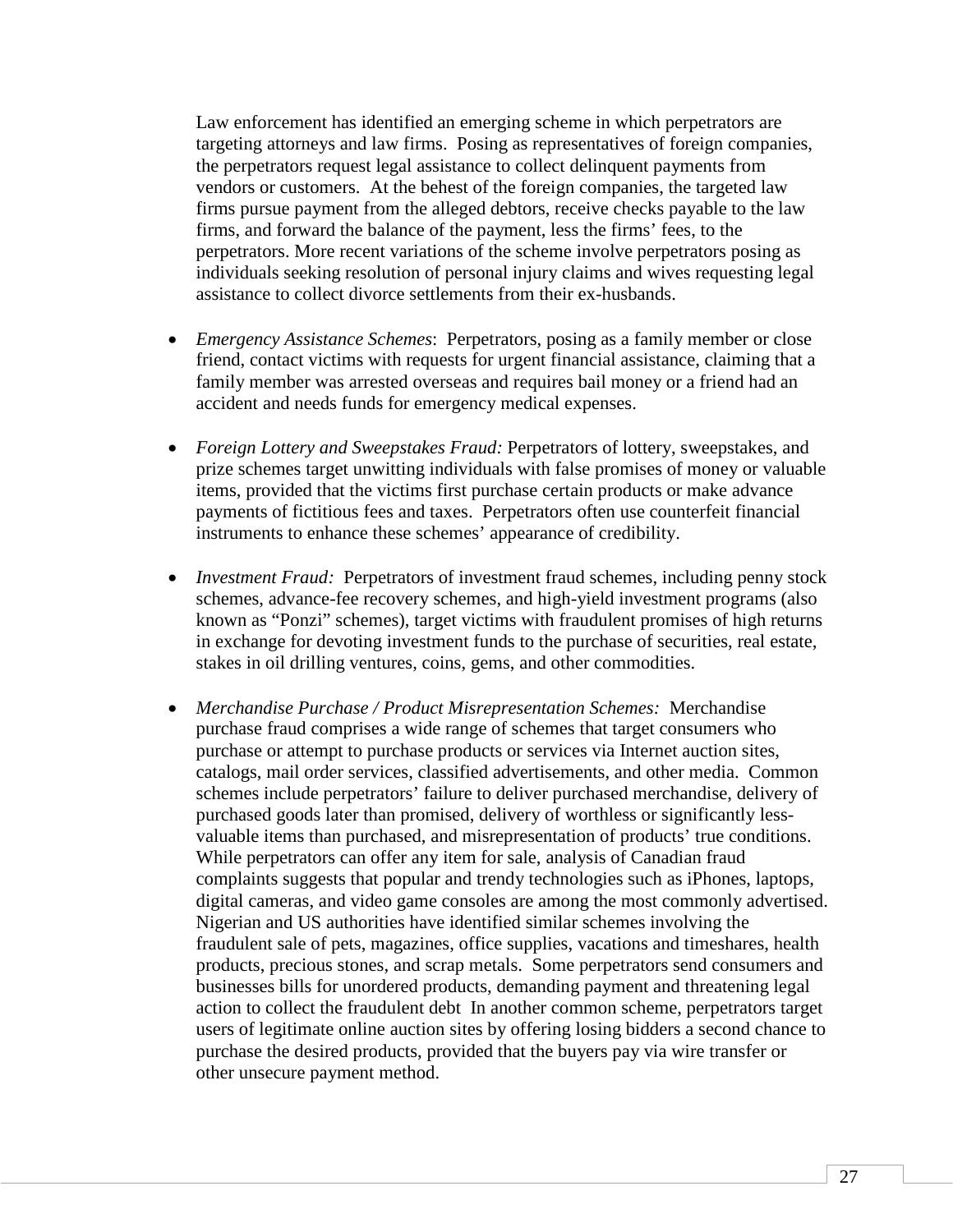Law enforcement has identified an emerging scheme in which perpetrators are targeting attorneys and law firms. Posing as representatives of foreign companies, the perpetrators request legal assistance to collect delinquent payments from vendors or customers. At the behest of the foreign companies, the targeted law firms pursue payment from the alleged debtors, receive checks payable to the law firms, and forward the balance of the payment, less the firms' fees, to the perpetrators. More recent variations of the scheme involve perpetrators posing as individuals seeking resolution of personal injury claims and wives requesting legal assistance to collect divorce settlements from their ex-husbands.

- *Emergency Assistance Schemes*: Perpetrators, posing as a family member or close friend, contact victims with requests for urgent financial assistance, claiming that a family member was arrested overseas and requires bail money or a friend had an accident and needs funds for emergency medical expenses.

- *Foreign Lottery and Sweepstakes Fraud:* Perpetrators of lottery, sweepstakes, and prize schemes target unwitting individuals with false promises of money or valuable items, provided that the victims first purchase certain products or make advance payments of fictitious fees and taxes. Perpetrators often use counterfeit financial instruments to enhance these schemes' appearance of credibility.

- *Investment Fraud:* Perpetrators of investment fraud schemes, including penny stock schemes, advance-fee recovery schemes, and high-yield investment programs (also known as "Ponzi" schemes), target victims with fraudulent promises of high returns in exchange for devoting investment funds to the purchase of securities, real estate, stakes in oil drilling ventures, coins, gems, and other commodities.

- *Merchandise Purchase / Product Misrepresentation Schemes:* Merchandise purchase fraud comprises a wide range of schemes that target consumers who purchase or attempt to purchase products or services via Internet auction sites, catalogs, mail order services, classified advertisements, and other media. Common schemes include perpetrators' failure to deliver purchased merchandise, delivery of purchased goods later than promised, delivery of worthless or significantly less-valuable items than purchased, and misrepresentation of products' true conditions. While perpetrators can offer any item for sale, analysis of Canadian fraud complaints suggests that popular and trendy technologies such as iPhones, laptops, digital cameras, and video game consoles are among the most commonly advertised. Nigerian and US authorities have identified similar schemes involving the fraudulent sale of pets, magazines, office supplies, vacations and timeshares, health products, precious stones, and scrap metals. Some perpetrators send consumers and businesses bills for unordered products, demanding payment and threatening legal action to collect the fraudulent debt In another common scheme, perpetrators target users of legitimate online auction sites by offering losing bidders a second chance to purchase the desired products, provided that the buyers pay via wire transfer or other unsecure payment method.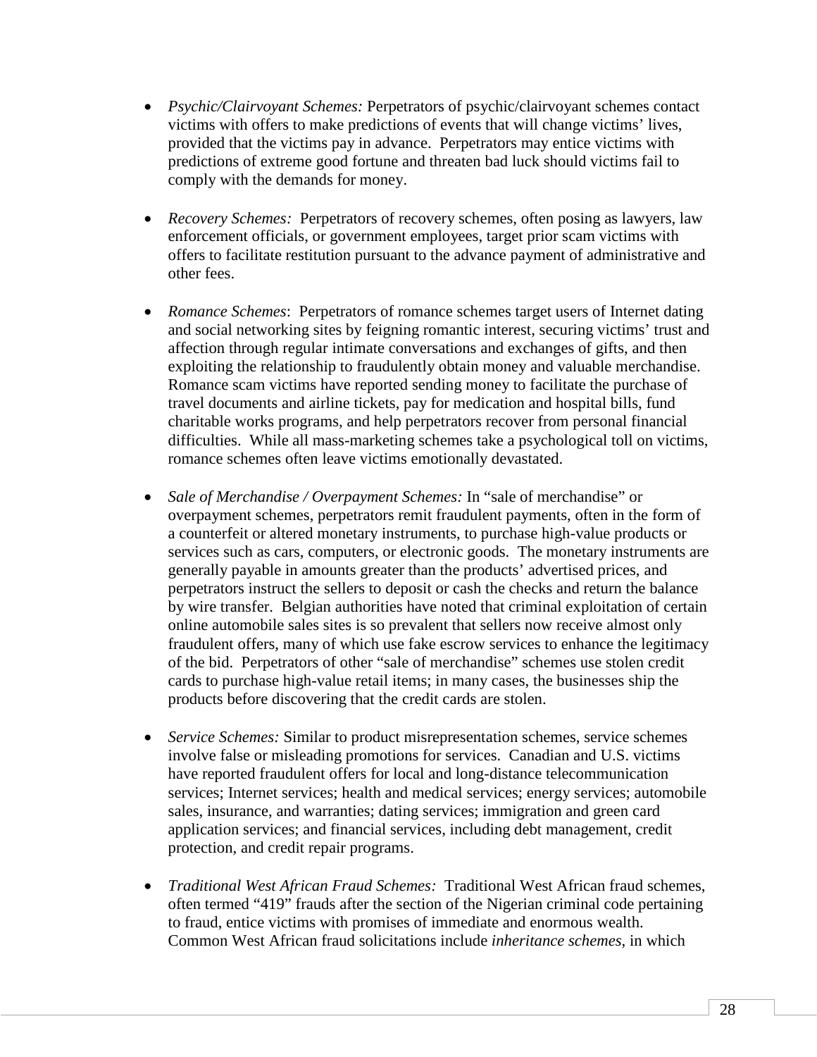- *Psychic/Clairvoyant Schemes:* Perpetrators of psychic/clairvoyant schemes contact victims with offers to make predictions of events that will change victims' lives, provided that the victims pay in advance. Perpetrators may entice victims with predictions of extreme good fortune and threaten bad luck should victims fail to comply with the demands for money.

- *Recovery Schemes:* Perpetrators of recovery schemes, often posing as lawyers, law enforcement officials, or government employees, target prior scam victims with offers to facilitate restitution pursuant to the advance payment of administrative and other fees.

- *Romance Schemes*: Perpetrators of romance schemes target users of Internet dating and social networking sites by feigning romantic interest, securing victims' trust and affection through regular intimate conversations and exchanges of gifts, and then exploiting the relationship to fraudulently obtain money and valuable merchandise. Romance scam victims have reported sending money to facilitate the purchase of travel documents and airline tickets, pay for medication and hospital bills, fund charitable works programs, and help perpetrators recover from personal financial difficulties. While all mass-marketing schemes take a psychological toll on victims, romance schemes often leave victims emotionally devastated.

- *Sale of Merchandise / Overpayment Schemes:* In "sale of merchandise" or overpayment schemes, perpetrators remit fraudulent payments, often in the form of a counterfeit or altered monetary instruments, to purchase high-value products or services such as cars, computers, or electronic goods. The monetary instruments are generally payable in amounts greater than the products' advertised prices, and perpetrators instruct the sellers to deposit or cash the checks and return the balance by wire transfer. Belgian authorities have noted that criminal exploitation of certain online automobile sales sites is so prevalent that sellers now receive almost only fraudulent offers, many of which use fake escrow services to enhance the legitimacy of the bid. Perpetrators of other "sale of merchandise" schemes use stolen credit cards to purchase high-value retail items; in many cases, the businesses ship the products before discovering that the credit cards are stolen.

- *Service Schemes:* Similar to product misrepresentation schemes, service schemes involve false or misleading promotions for services. Canadian and U.S. victims have reported fraudulent offers for local and long-distance telecommunication services; Internet services; health and medical services; energy services; automobile sales, insurance, and warranties; dating services; immigration and green card application services; and financial services, including debt management, credit protection, and credit repair programs.

- *Traditional West African Fraud Schemes:* Traditional West African fraud schemes, often termed "419" frauds after the section of the Nigerian criminal code pertaining to fraud, entice victims with promises of immediate and enormous wealth. Common West African fraud solicitations include *inheritance schemes*, in which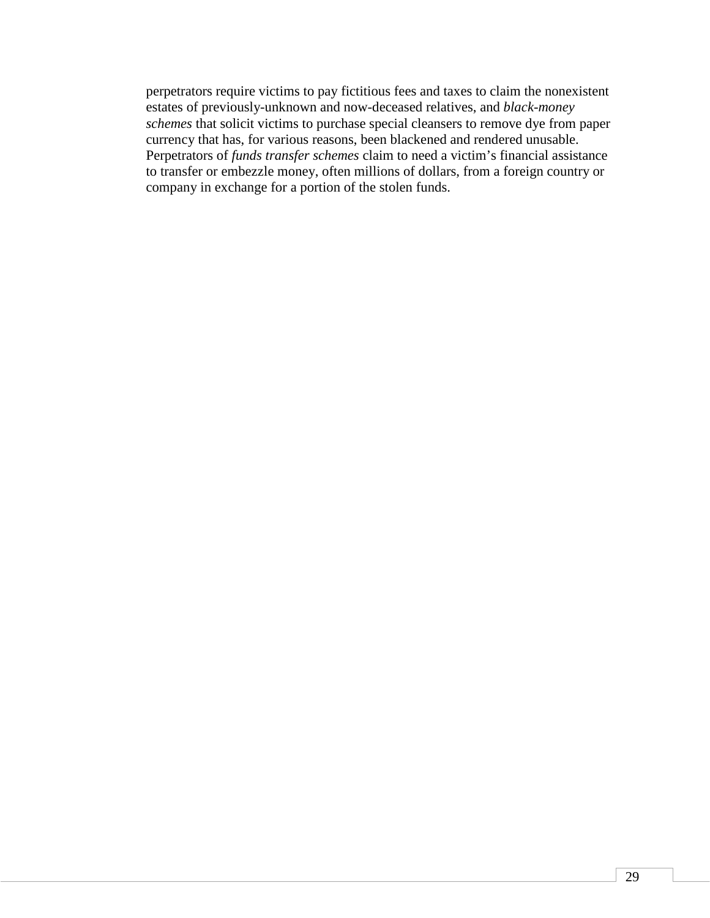perpetrators require victims to pay fictitious fees and taxes to claim the nonexistent estates of previously-unknown and now-deceased relatives, and *black-money schemes* that solicit victims to purchase special cleansers to remove dye from paper currency that has, for various reasons, been blackened and rendered unusable. Perpetrators of *funds transfer schemes* claim to need a victim's financial assistance to transfer or embezzle money, often millions of dollars, from a foreign country or company in exchange for a portion of the stolen funds.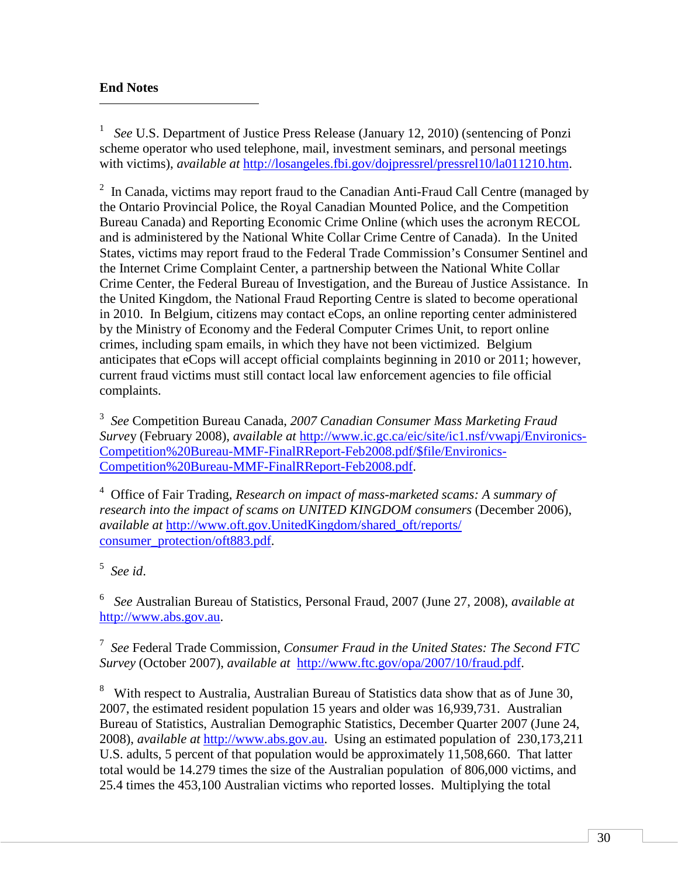**End Notes**

[1] *See* U.S. Department of Justice Press Release (January 12, 2010) (sentencing of Ponzi scheme operator who used telephone, mail, investment seminars, and personal meetings with victims), *available at* http://losangeles.fbi.gov/dojpressrel/pressrel10/la011210.htm.

[2] In Canada, victims may report fraud to the Canadian Anti-Fraud Call Centre (managed by the Ontario Provincial Police, the Royal Canadian Mounted Police, and the Competition Bureau Canada) and Reporting Economic Crime Online (which uses the acronym RECOL and is administered by the National White Collar Crime Centre of Canada). In the United States, victims may report fraud to the Federal Trade Commission's Consumer Sentinel and the Internet Crime Complaint Center, a partnership between the National White Collar Crime Center, the Federal Bureau of Investigation, and the Bureau of Justice Assistance. In the United Kingdom, the National Fraud Reporting Centre is slated to become operational in 2010. In Belgium, citizens may contact eCops, an online reporting center administered by the Ministry of Economy and the Federal Computer Crimes Unit, to report online crimes, including spam emails, in which they have not been victimized. Belgium anticipates that eCops will accept official complaints beginning in 2010 or 2011; however, current fraud victims must still contact local law enforcement agencies to file official complaints.

[3] *See* Competition Bureau Canada, *2007 Canadian Consumer Mass Marketing Fraud Survey* (February 2008), *available at* http://www.ic.gc.ca/eic/site/ic1.nsf/vwapj/Environics-Competition%20Bureau-MMF-FinalRReport-Feb2008.pdf/$file/Environics-Competition%20Bureau-MMF-FinalRReport-Feb2008.pdf.

[4] Office of Fair Trading, *Research on impact of mass-marketed scams: A summary of research into the impact of scams on UNITED KINGDOM consumers* (December 2006), *available at* http://www.oft.gov.UnitedKingdom/shared_oft/reports/consumer_protection/oft883.pdf.

[5] *See id*.

[6] *See* Australian Bureau of Statistics, Personal Fraud, 2007 (June 27, 2008), *available at* http://www.abs.gov.au.

[7] *See* Federal Trade Commission, *Consumer Fraud in the United States: The Second FTC Survey* (October 2007), *available at* http://www.ftc.gov/opa/2007/10/fraud.pdf.

[8] With respect to Australia, Australian Bureau of Statistics data show that as of June 30, 2007, the estimated resident population 15 years and older was 16,939,731. Australian Bureau of Statistics, Australian Demographic Statistics, December Quarter 2007 (June 24, 2008), *available at* http://www.abs.gov.au. Using an estimated population of 230,173,211 U.S. adults, 5 percent of that population would be approximately 11,508,660. That latter total would be 14.279 times the size of the Australian population of 806,000 victims, and 25.4 times the 453,100 Australian victims who reported losses. Multiplying the total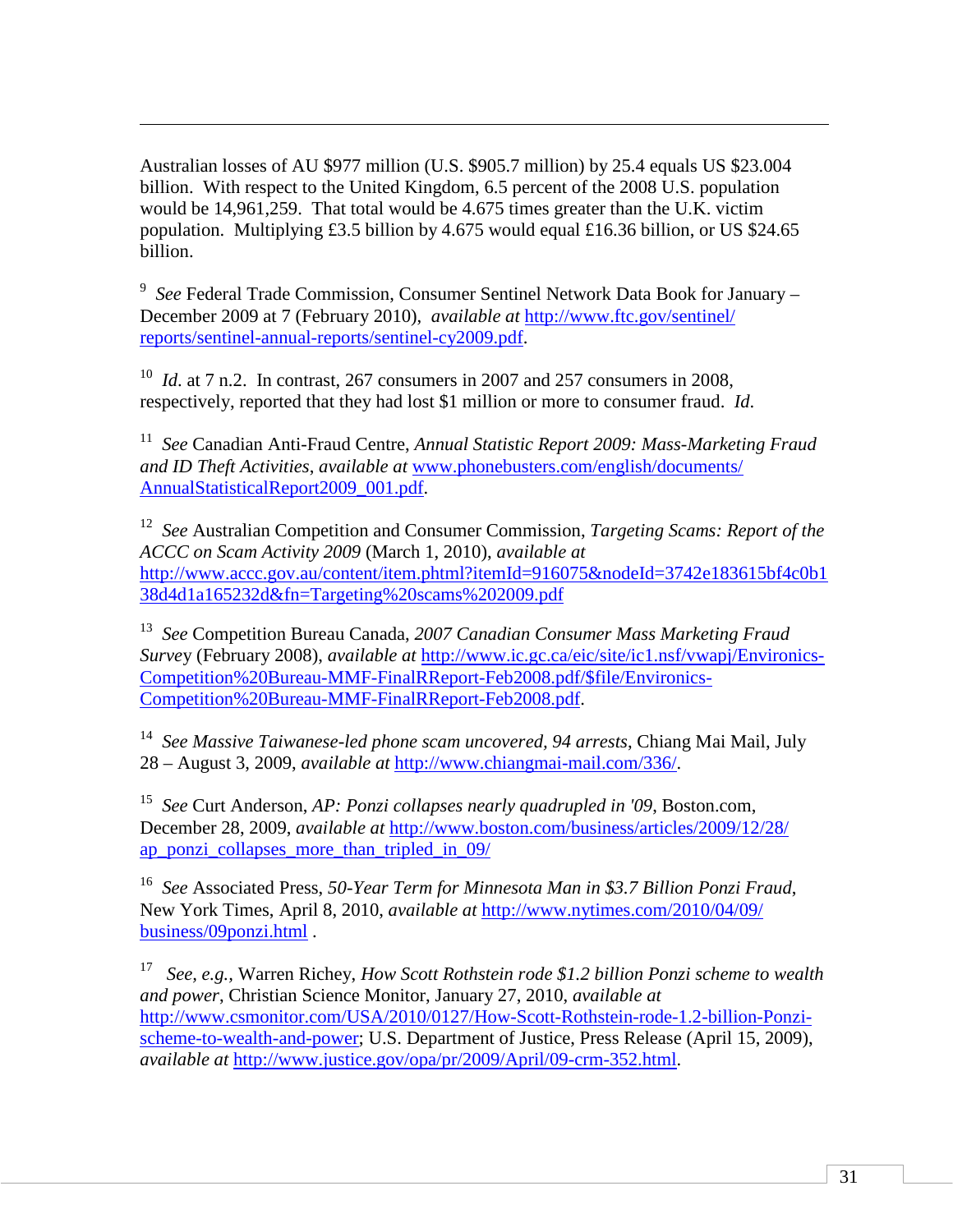Australian losses of AU $977 million (U.S. $905.7 million) by 25.4 equals US $23.004 billion. With respect to the United Kingdom, 6.5 percent of the 2008 U.S. population would be 14,961,259. That total would be 4.675 times greater than the U.K. victim population. Multiplying £3.5 billion by 4.675 would equal £16.36 billion, or US $24.65 billion.

[9] *See* Federal Trade Commission, Consumer Sentinel Network Data Book for January – December 2009 at 7 (February 2010), *available at* http://www.ftc.gov/sentinel/reports/sentinel-annual-reports/sentinel-cy2009.pdf.

[10] *Id.* at 7 n.2. In contrast, 267 consumers in 2007 and 257 consumers in 2008, respectively, reported that they had lost $1 million or more to consumer fraud. *Id.*

[11] *See* Canadian Anti-Fraud Centre, *Annual Statistic Report 2009: Mass-Marketing Fraud and ID Theft Activities*, *available at* www.phonebusters.com/english/documents/AnnualStatisticalReport2009_001.pdf.

[12] *See* Australian Competition and Consumer Commission, *Targeting Scams: Report of the ACCC on Scam Activity 2009* (March 1, 2010), *available at* http://www.accc.gov.au/content/item.phtml?itemId=916075&nodeId=3742e183615bf4c0b138d4d1a165232d&fn=Targeting%20scams%202009.pdf

[13] *See* Competition Bureau Canada, *2007 Canadian Consumer Mass Marketing Fraud Survey* (February 2008), *available at* http://www.ic.gc.ca/eic/site/ic1.nsf/vwapj/Environics-Competition%20Bureau-MMF-FinalRReport-Feb2008.pdf/$file/Environics-Competition%20Bureau-MMF-FinalRReport-Feb2008.pdf.

[14] *See Massive Taiwanese-led phone scam uncovered, 94 arrests*, Chiang Mai Mail, July 28 – August 3, 2009, *available at* http://www.chiangmai-mail.com/336/.

[15] *See* Curt Anderson, *AP: Ponzi collapses nearly quadrupled in '09*, Boston.com, December 28, 2009, *available at* http://www.boston.com/business/articles/2009/12/28/ap_ponzi_collapses_more_than_tripled_in_09/

[16] *See* Associated Press, *50-Year Term for Minnesota Man in $3.7 Billion Ponzi Fraud*, New York Times, April 8, 2010, *available at* http://www.nytimes.com/2010/04/09/business/09ponzi.html .

[17] *See, e.g.*, Warren Richey, *How Scott Rothstein rode $1.2 billion Ponzi scheme to wealth and power*, Christian Science Monitor, January 27, 2010, *available at* http://www.csmonitor.com/USA/2010/0127/How-Scott-Rothstein-rode-1.2-billion-Ponzi-scheme-to-wealth-and-power; U.S. Department of Justice, Press Release (April 15, 2009), *available at* http://www.justice.gov/opa/pr/2009/April/09-crm-352.html.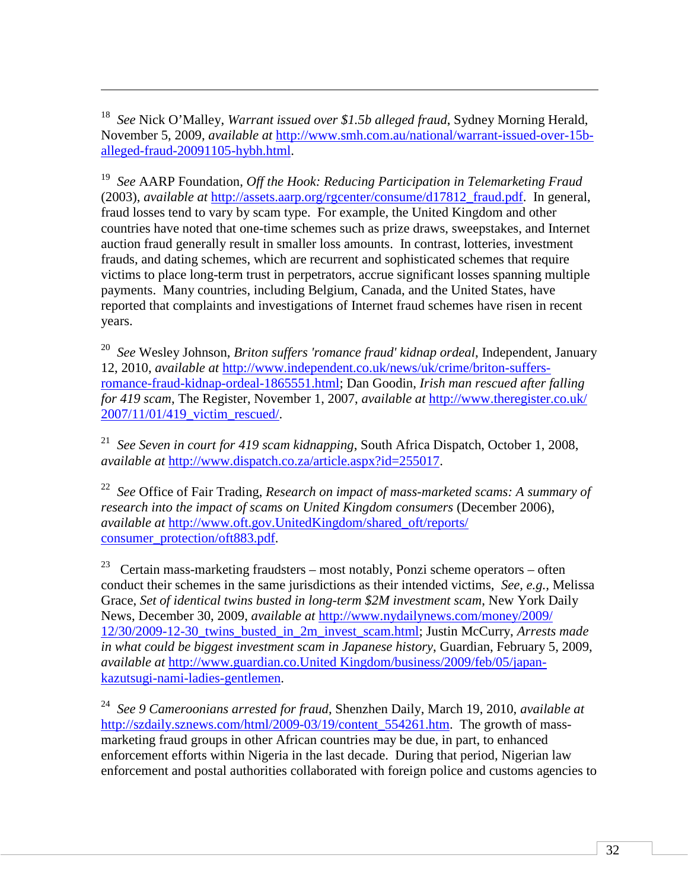[18] *See* Nick O'Malley, *Warrant issued over $1.5b alleged fraud*, Sydney Morning Herald, November 5, 2009, *available at* http://www.smh.com.au/national/warrant-issued-over-15b-alleged-fraud-20091105-hybh.html.

[19] *See* AARP Foundation, *Off the Hook: Reducing Participation in Telemarketing Fraud* (2003), *available at* http://assets.aarp.org/rgcenter/consume/d17812_fraud.pdf. In general, fraud losses tend to vary by scam type. For example, the United Kingdom and other countries have noted that one-time schemes such as prize draws, sweepstakes, and Internet auction fraud generally result in smaller loss amounts. In contrast, lotteries, investment frauds, and dating schemes, which are recurrent and sophisticated schemes that require victims to place long-term trust in perpetrators, accrue significant losses spanning multiple payments. Many countries, including Belgium, Canada, and the United States, have reported that complaints and investigations of Internet fraud schemes have risen in recent years.

[20] *See* Wesley Johnson, *Briton suffers 'romance fraud' kidnap ordeal*, Independent, January 12, 2010, *available at* http://www.independent.co.uk/news/uk/crime/briton-suffers-romance-fraud-kidnap-ordeal-1865551.html; Dan Goodin, *Irish man rescued after falling for 419 scam*, The Register, November 1, 2007, *available at* http://www.theregister.co.uk/2007/11/01/419_victim_rescued/.

[21] *See Seven in court for 419 scam kidnapping*, South Africa Dispatch, October 1, 2008, *available at* http://www.dispatch.co.za/article.aspx?id=255017.

[22] *See* Office of Fair Trading, *Research on impact of mass-marketed scams: A summary of research into the impact of scams on United Kingdom consumers* (December 2006), *available at* http://www.oft.gov.UnitedKingdom/shared_oft/reports/consumer_protection/oft883.pdf.

[23] Certain mass-marketing fraudsters – most notably, Ponzi scheme operators – often conduct their schemes in the same jurisdictions as their intended victims, *See, e.g.*, Melissa Grace, *Set of identical twins busted in long-term $2M investment scam*, New York Daily News, December 30, 2009, *available at* http://www.nydailynews.com/money/2009/12/30/2009-12-30_twins_busted_in_2m_invest_scam.html; Justin McCurry, *Arrests made in what could be biggest investment scam in Japanese history*, Guardian, February 5, 2009, *available at* http://www.guardian.co.United Kingdom/business/2009/feb/05/japan-kazutsugi-nami-ladies-gentlemen.

[24] *See 9 Cameroonians arrested for fraud*, Shenzhen Daily, March 19, 2010, *available at* http://szdaily.sznews.com/html/2009-03/19/content_554261.htm. The growth of mass-marketing fraud groups in other African countries may be due, in part, to enhanced enforcement efforts within Nigeria in the last decade. During that period, Nigerian law enforcement and postal authorities collaborated with foreign police and customs agencies to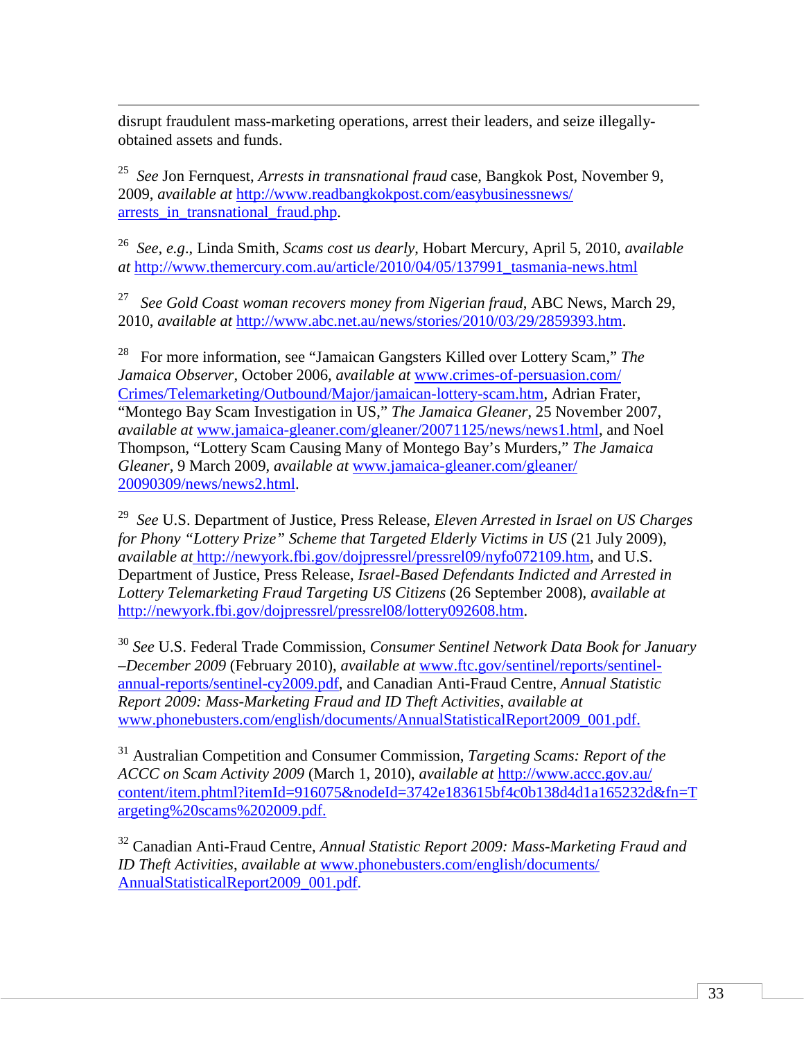disrupt fraudulent mass-marketing operations, arrest their leaders, and seize illegally-obtained assets and funds.

[25] *See* Jon Fernquest, *Arrests in transnational fraud* case, Bangkok Post, November 9, 2009, *available at* http://www.readbangkokpost.com/easybusinessnews/arrests_in_transnational_fraud.php.

[26] *See, e.g*., Linda Smith, *Scams cost us dearly*, Hobart Mercury, April 5, 2010, *available at* http://www.themercury.com.au/article/2010/04/05/137991_tasmania-news.html

[27] *See Gold Coast woman recovers money from Nigerian fraud*, ABC News, March 29, 2010, *available at* http://www.abc.net.au/news/stories/2010/03/29/2859393.htm.

[28] For more information, see "Jamaican Gangsters Killed over Lottery Scam," *The Jamaica Observer*, October 2006, *available at* www.crimes-of-persuasion.com/Crimes/Telemarketing/Outbound/Major/jamaican-lottery-scam.htm, Adrian Frater, "Montego Bay Scam Investigation in US," *The Jamaica Gleaner*, 25 November 2007, *available at* www.jamaica-gleaner.com/gleaner/20071125/news/news1.html, and Noel Thompson, "Lottery Scam Causing Many of Montego Bay's Murders," *The Jamaica Gleaner*, 9 March 2009, *available at* www.jamaica-gleaner.com/gleaner/20090309/news/news2.html.

[29] *See* U.S. Department of Justice, Press Release, *Eleven Arrested in Israel on US Charges for Phony "Lottery Prize" Scheme that Targeted Elderly Victims in US* (21 July 2009), *available at* http://newyork.fbi.gov/dojpressrel/pressrel09/nyfo072109.htm, and U.S. Department of Justice, Press Release, *Israel-Based Defendants Indicted and Arrested in Lottery Telemarketing Fraud Targeting US Citizens* (26 September 2008), *available at* http://newyork.fbi.gov/dojpressrel/pressrel08/lottery092608.htm.

[30] *See* U.S. Federal Trade Commission, *Consumer Sentinel Network Data Book for January –December 2009* (February 2010), *available at* www.ftc.gov/sentinel/reports/sentinel-annual-reports/sentinel-cy2009.pdf, and Canadian Anti-Fraud Centre, *Annual Statistic Report 2009: Mass-Marketing Fraud and ID Theft Activities*, *available at* www.phonebusters.com/english/documents/AnnualStatisticalReport2009_001.pdf.

[31] Australian Competition and Consumer Commission, *Targeting Scams: Report of the ACCC on Scam Activity 2009* (March 1, 2010), *available at* http://www.accc.gov.au/content/item.phtml?itemId=916075&nodeId=3742e183615bf4c0b138d4d1a165232d&fn=Targeting%20scams%202009.pdf.

[32] Canadian Anti-Fraud Centre, *Annual Statistic Report 2009: Mass-Marketing Fraud and ID Theft Activities*, *available at* www.phonebusters.com/english/documents/AnnualStatisticalReport2009_001.pdf.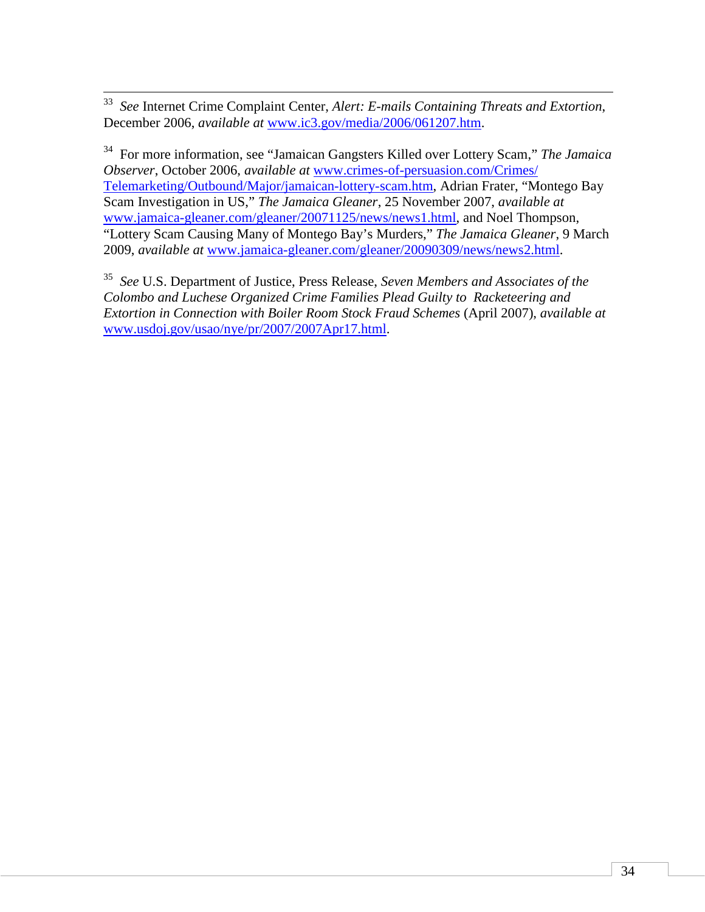[33] *See* Internet Crime Complaint Center, *Alert: E-mails Containing Threats and Extortion*, December 2006, *available at* www.ic3.gov/media/2006/061207.htm.

[34] For more information, see "Jamaican Gangsters Killed over Lottery Scam," *The Jamaica Observer*, October 2006, *available at* www.crimes-of-persuasion.com/Crimes/Telemarketing/Outbound/Major/jamaican-lottery-scam.htm, Adrian Frater, "Montego Bay Scam Investigation in US," *The Jamaica Gleaner*, 25 November 2007, *available at* www.jamaica-gleaner.com/gleaner/20071125/news/news1.html, and Noel Thompson, "Lottery Scam Causing Many of Montego Bay's Murders," *The Jamaica Gleaner*, 9 March 2009, *available at* www.jamaica-gleaner.com/gleaner/20090309/news/news2.html.

[35] *See* U.S. Department of Justice, Press Release, *Seven Members and Associates of the Colombo and Luchese Organized Crime Families Plead Guilty to Racketeering and Extortion in Connection with Boiler Room Stock Fraud Schemes* (April 2007), *available at* www.usdoj.gov/usao/nye/pr/2007/2007Apr17.html.